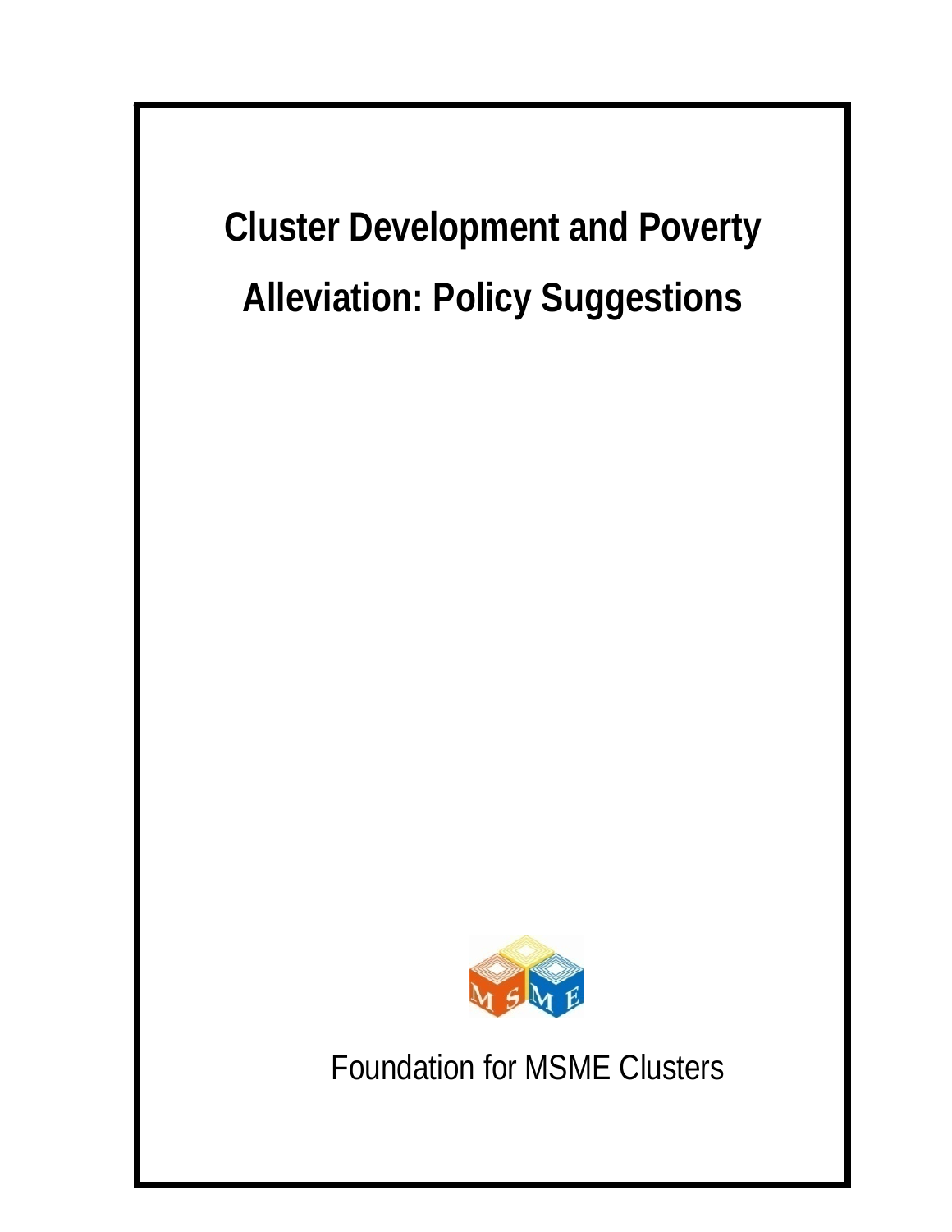# Cluster Development and Poverty Alleviation: Policy Suggestions

Foundation for MSME Clusters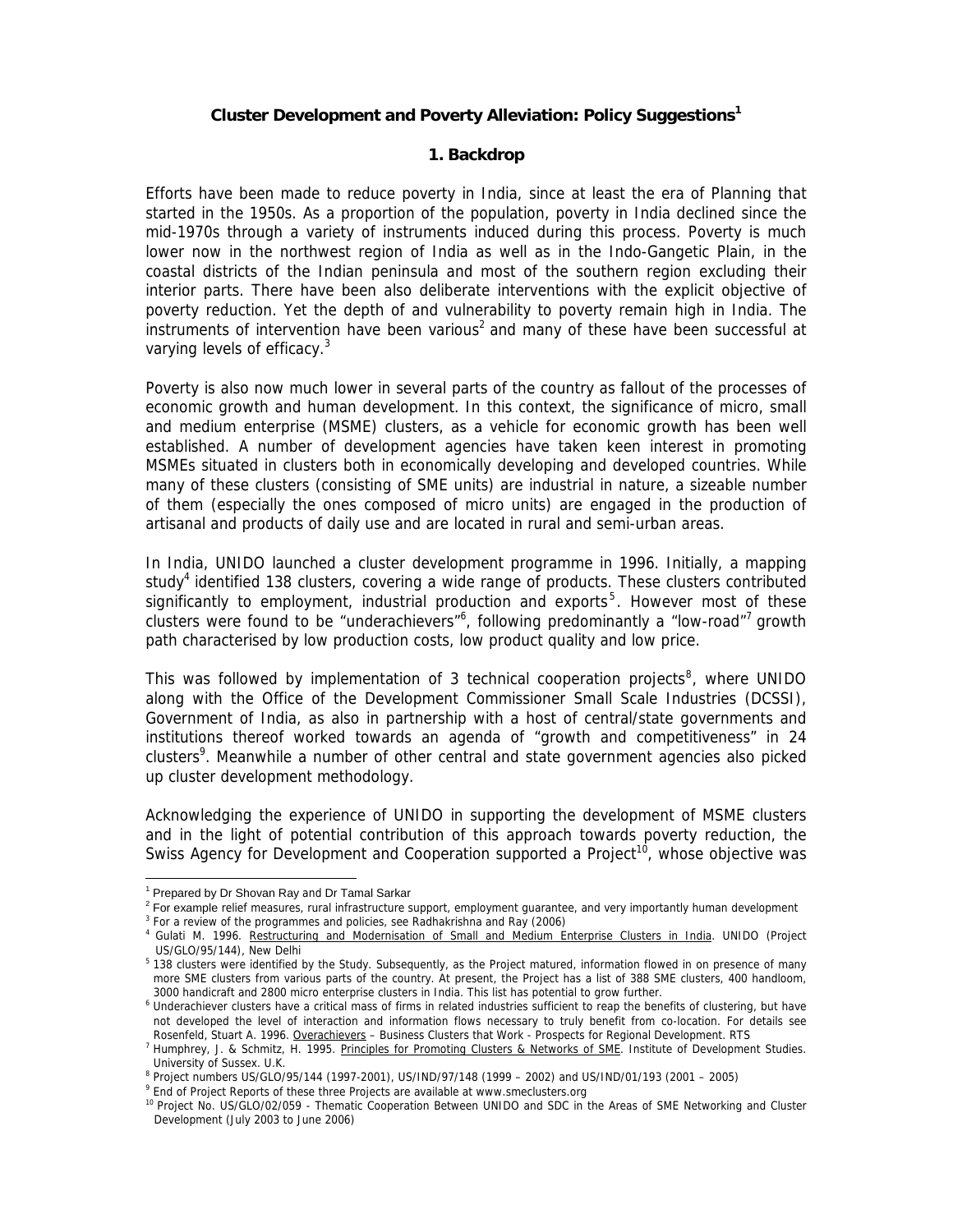# Cluster Development and Poverty Alleviation: Policy Suggestions[1]

## 1. Backdrop

Efforts have been made to reduce poverty in India, since at least the era of Planning that started in the 1950s. As a proportion of the population, poverty in India declined since the mid-1970s through a variety of instruments induced during this process. Poverty is much lower now in the northwest region of India as well as in the Indo-Gangetic Plain, in the coastal districts of the Indian peninsula and most of the southern region excluding their interior parts. There have been also deliberate interventions with the explicit objective of poverty reduction. Yet the depth of and vulnerability to poverty remain high in India. The instruments of intervention have been various[2] and many of these have been successful at varying levels of efficacy.[3]

Poverty is also now much lower in several parts of the country as fallout of the processes of economic growth and human development. In this context, the significance of micro, small and medium enterprise (MSME) clusters, as a vehicle for economic growth has been well established. A number of development agencies have taken keen interest in promoting MSMEs situated in clusters both in economically developing and developed countries. While many of these clusters (consisting of SME units) are industrial in nature, a sizeable number of them (especially the ones composed of micro units) are engaged in the production of artisanal and products of daily use and are located in rural and semi-urban areas.

In India, UNIDO launched a cluster development programme in 1996. Initially, a mapping study[4] identified 138 clusters, covering a wide range of products. These clusters contributed significantly to employment, industrial production and exports[5]. However most of these clusters were found to be "underachievers"[6], following predominantly a "low-road"[7] growth path characterised by low production costs, low product quality and low price.

This was followed by implementation of 3 technical cooperation projects[8], where UNIDO along with the Office of the Development Commissioner Small Scale Industries (DCSSI), Government of India, as also in partnership with a host of central/state governments and institutions thereof worked towards an agenda of "growth and competitiveness" in 24 clusters[9]. Meanwhile a number of other central and state government agencies also picked up cluster development methodology.

Acknowledging the experience of UNIDO in supporting the development of MSME clusters and in the light of potential contribution of this approach towards poverty reduction, the Swiss Agency for Development and Cooperation supported a Project[10], whose objective was

---

[1] Prepared by Dr Shovan Ray and Dr Tamal Sarkar

[2] For example relief measures, rural infrastructure support, employment guarantee, and very importantly human development

[3] For a review of the programmes and policies, see Radhakrishna and Ray (2006)

[4] Gulati M. 1996. Restructuring and Modernisation of Small and Medium Enterprise Clusters in India. UNIDO (Project US/GLO/95/144), New Delhi

[5] 138 clusters were identified by the Study. Subsequently, as the Project matured, information flowed in on presence of many more SME clusters from various parts of the country. At present, the Project has a list of 388 SME clusters, 400 handloom, 3000 handicraft and 2800 micro enterprise clusters in India. This list has potential to grow further.

[6] Underachiever clusters have a critical mass of firms in related industries sufficient to reap the benefits of clustering, but have not developed the level of interaction and information flows necessary to truly benefit from co-location. For details see Rosenfeld, Stuart A. 1996. Overachievers – Business Clusters that Work - Prospects for Regional Development. RTS

[7] Humphrey, J. & Schmitz, H. 1995. Principles for Promoting Clusters & Networks of SME. Institute of Development Studies. University of Sussex. U.K.

[8] Project numbers US/GLO/95/144 (1997-2001), US/IND/97/148 (1999 – 2002) and US/IND/01/193 (2001 – 2005)

[9] End of Project Reports of these three Projects are available at www.smeclusters.org

[10] Project No. US/GLO/02/059 - Thematic Cooperation Between UNIDO and SDC in the Areas of SME Networking and Cluster Development (July 2003 to June 2006)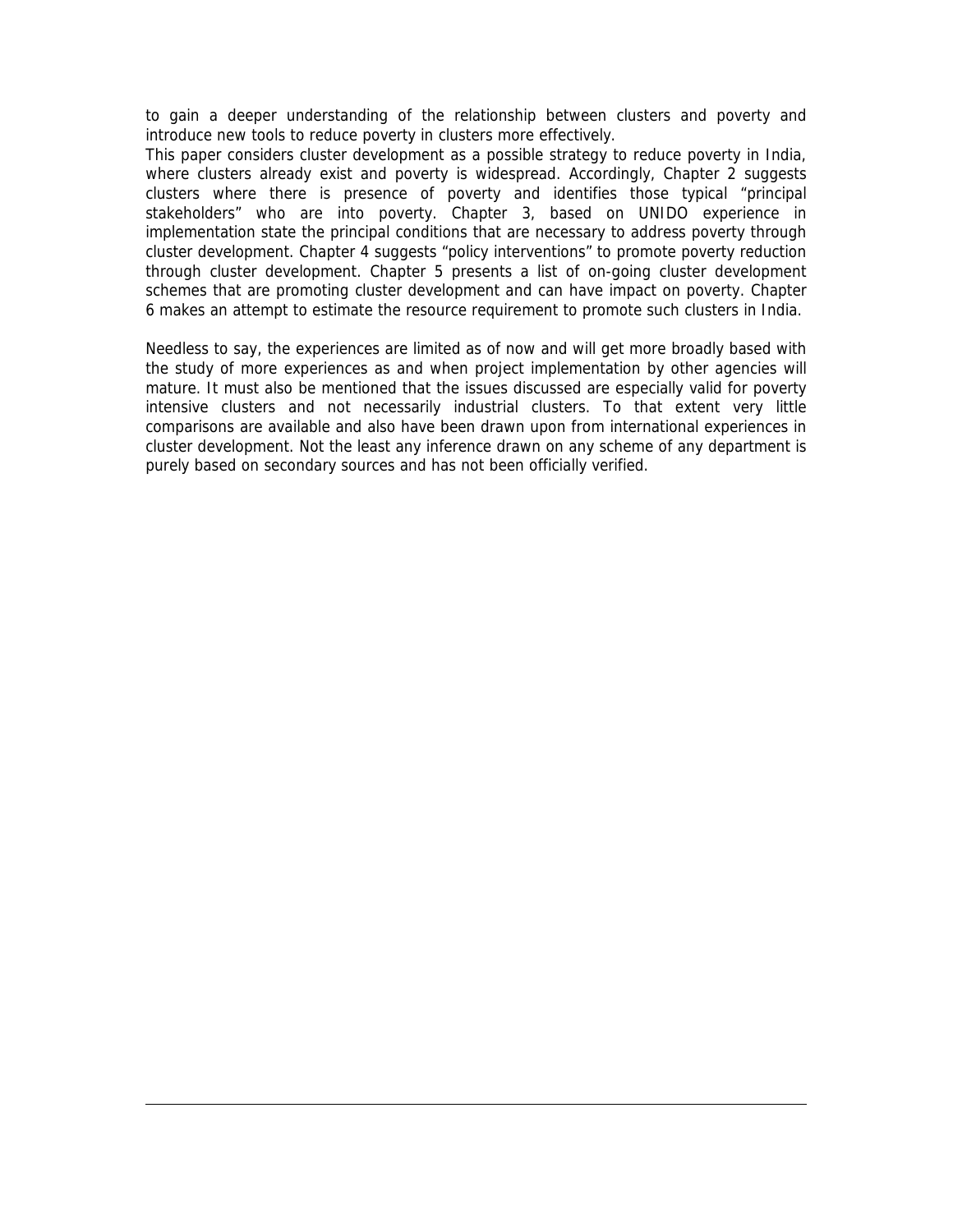to gain a deeper understanding of the relationship between clusters and poverty and introduce new tools to reduce poverty in clusters more effectively.

This paper considers cluster development as a possible strategy to reduce poverty in India, where clusters already exist and poverty is widespread. Accordingly, Chapter 2 suggests clusters where there is presence of poverty and identifies those typical "principal stakeholders" who are into poverty. Chapter 3, based on UNIDO experience in implementation state the principal conditions that are necessary to address poverty through cluster development. Chapter 4 suggests "policy interventions" to promote poverty reduction through cluster development. Chapter 5 presents a list of on-going cluster development schemes that are promoting cluster development and can have impact on poverty. Chapter 6 makes an attempt to estimate the resource requirement to promote such clusters in India.

Needless to say, the experiences are limited as of now and will get more broadly based with the study of more experiences as and when project implementation by other agencies will mature. It must also be mentioned that the issues discussed are especially valid for poverty intensive clusters and not necessarily industrial clusters. To that extent very little comparisons are available and also have been drawn upon from international experiences in cluster development. Not the least any inference drawn on any scheme of any department is purely based on secondary sources and has not been officially verified.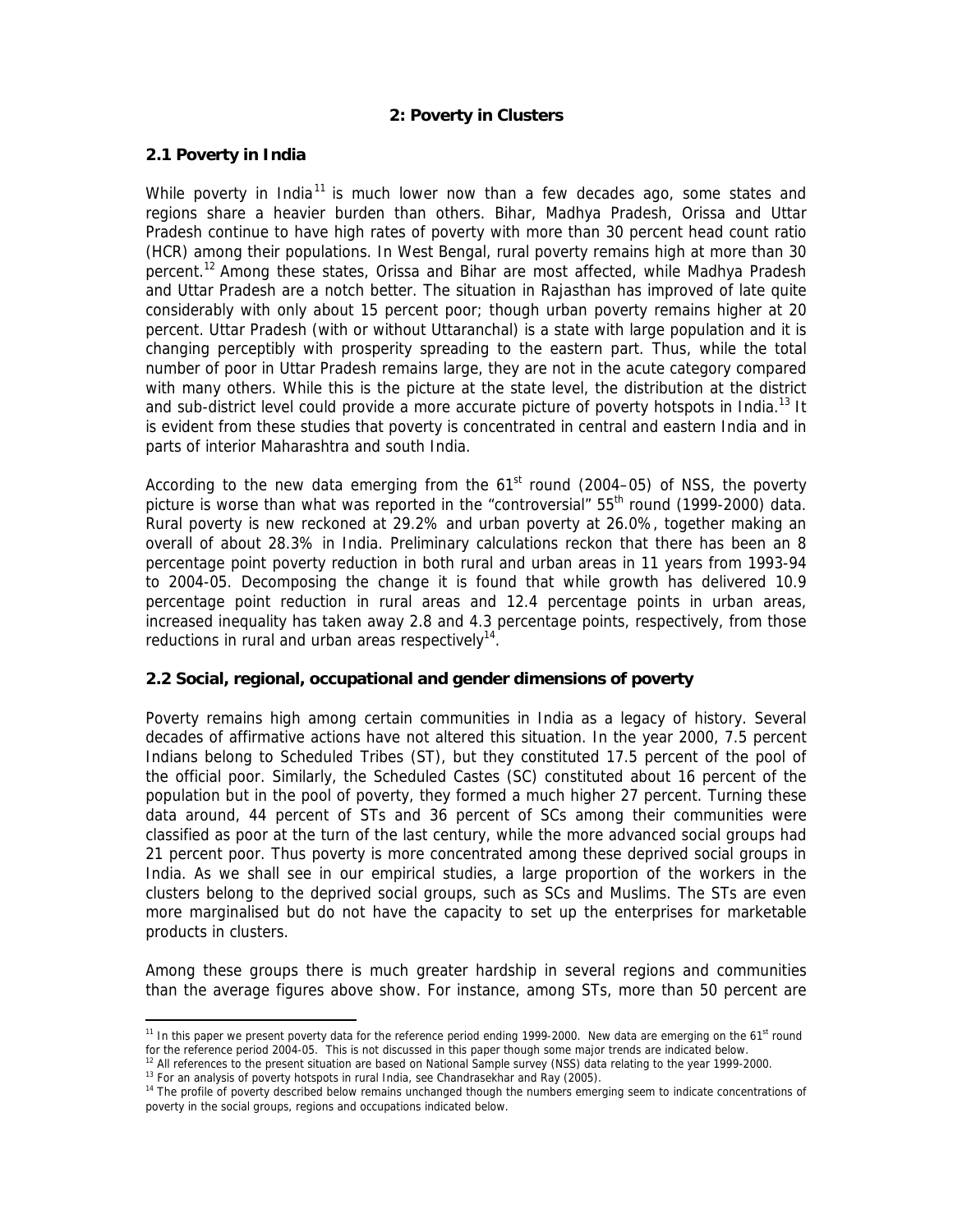## 2: Poverty in Clusters

### 2.1 Poverty in India

While poverty in India[11] is much lower now than a few decades ago, some states and regions share a heavier burden than others. Bihar, Madhya Pradesh, Orissa and Uttar Pradesh continue to have high rates of poverty with more than 30 percent head count ratio (HCR) among their populations. In West Bengal, rural poverty remains high at more than 30 percent.[12] Among these states, Orissa and Bihar are most affected, while Madhya Pradesh and Uttar Pradesh are a notch better. The situation in Rajasthan has improved of late quite considerably with only about 15 percent poor; though urban poverty remains higher at 20 percent. Uttar Pradesh (with or without Uttaranchal) is a state with large population and it is changing perceptibly with prosperity spreading to the eastern part. Thus, while the total number of poor in Uttar Pradesh remains large, they are not in the acute category compared with many others. While this is the picture at the state level, the distribution at the district and sub-district level could provide a more accurate picture of poverty hotspots in India.[13] It is evident from these studies that poverty is concentrated in central and eastern India and in parts of interior Maharashtra and south India.

According to the new data emerging from the 61st round (2004–05) of NSS, the poverty picture is worse than what was reported in the "controversial" 55th round (1999-2000) data. Rural poverty is new reckoned at 29.2% and urban poverty at 26.0%, together making an overall of about 28.3% in India. Preliminary calculations reckon that there has been an 8 percentage point poverty reduction in both rural and urban areas in 11 years from 1993-94 to 2004-05. Decomposing the change it is found that while growth has delivered 10.9 percentage point reduction in rural areas and 12.4 percentage points in urban areas, increased inequality has taken away 2.8 and 4.3 percentage points, respectively, from those reductions in rural and urban areas respectively[14].

### 2.2 Social, regional, occupational and gender dimensions of poverty

Poverty remains high among certain communities in India as a legacy of history. Several decades of affirmative actions have not altered this situation. In the year 2000, 7.5 percent Indians belong to Scheduled Tribes (ST), but they constituted 17.5 percent of the pool of the official poor. Similarly, the Scheduled Castes (SC) constituted about 16 percent of the population but in the pool of poverty, they formed a much higher 27 percent. Turning these data around, 44 percent of STs and 36 percent of SCs among their communities were classified as poor at the turn of the last century, while the more advanced social groups had 21 percent poor. Thus poverty is more concentrated among these deprived social groups in India. As we shall see in our empirical studies, a large proportion of the workers in the clusters belong to the deprived social groups, such as SCs and Muslims. The STs are even more marginalised but do not have the capacity to set up the enterprises for marketable products in clusters.

Among these groups there is much greater hardship in several regions and communities than the average figures above show. For instance, among STs, more than 50 percent are

---

[11] In this paper we present poverty data for the reference period ending 1999-2000. New data are emerging on the 61st round for the reference period 2004-05. This is not discussed in this paper though some major trends are indicated below.

[12] All references to the present situation are based on National Sample survey (NSS) data relating to the year 1999-2000.

[13] For an analysis of poverty hotspots in rural India, see Chandrasekhar and Ray (2005).

[14] The profile of poverty described below remains unchanged though the numbers emerging seem to indicate concentrations of poverty in the social groups, regions and occupations indicated below.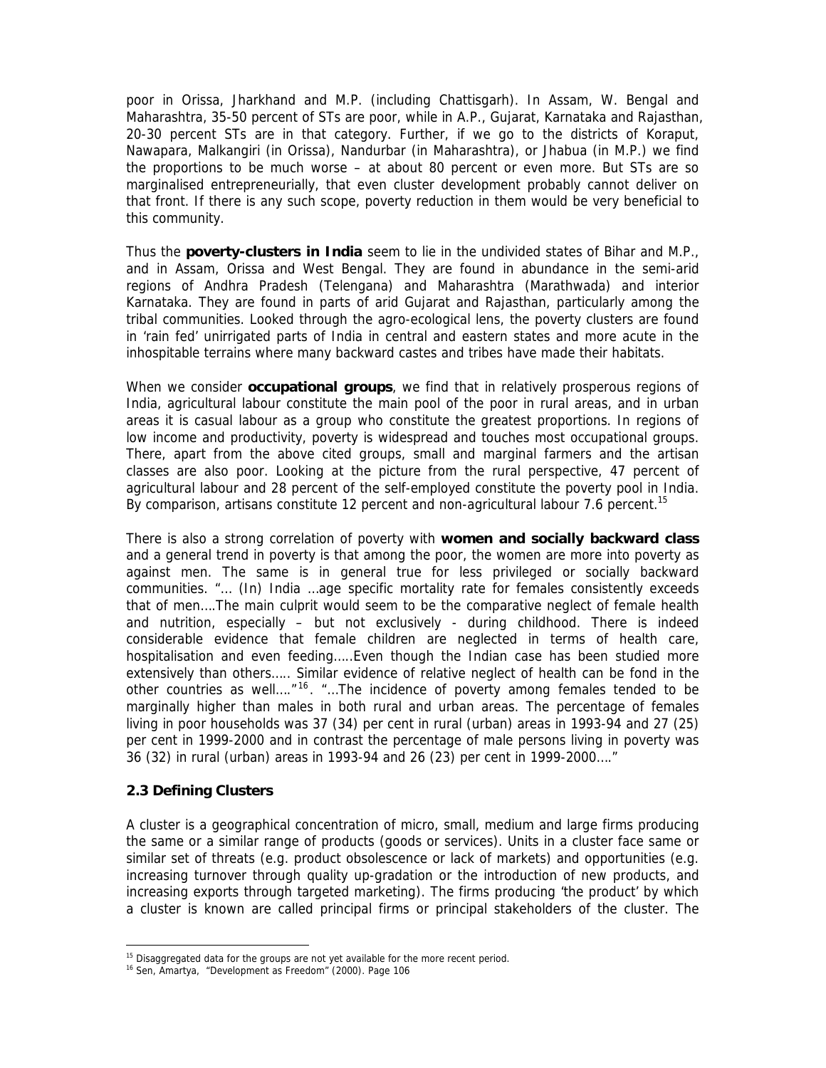poor in Orissa, Jharkhand and M.P. (including Chattisgarh). In Assam, W. Bengal and Maharashtra, 35-50 percent of STs are poor, while in A.P., Gujarat, Karnataka and Rajasthan, 20-30 percent STs are in that category. Further, if we go to the districts of Koraput, Nawapara, Malkangiri (in Orissa), Nandurbar (in Maharashtra), or Jhabua (in M.P.) we find the proportions to be much worse – at about 80 percent or even more. But STs are so marginalised entrepreneurially, that even cluster development probably cannot deliver on that front. If there is any such scope, poverty reduction in them would be very beneficial to this community.

Thus the **poverty-clusters in India** seem to lie in the undivided states of Bihar and M.P., and in Assam, Orissa and West Bengal. They are found in abundance in the semi-arid regions of Andhra Pradesh (Telengana) and Maharashtra (Marathwada) and interior Karnataka. They are found in parts of arid Gujarat and Rajasthan, particularly among the tribal communities. Looked through the agro-ecological lens, the poverty clusters are found in 'rain fed' unirrigated parts of India in central and eastern states and more acute in the inhospitable terrains where many backward castes and tribes have made their habitats.

When we consider **occupational groups**, we find that in relatively prosperous regions of India, agricultural labour constitute the main pool of the poor in rural areas, and in urban areas it is casual labour as a group who constitute the greatest proportions. In regions of low income and productivity, poverty is widespread and touches most occupational groups. There, apart from the above cited groups, small and marginal farmers and the artisan classes are also poor. Looking at the picture from the rural perspective, 47 percent of agricultural labour and 28 percent of the self-employed constitute the poverty pool in India. By comparison, artisans constitute 12 percent and non-agricultural labour 7.6 percent.[15]

There is also a strong correlation of poverty with **women and socially backward class** and a general trend in poverty is that among the poor, the women are more into poverty as against men. The same is in general true for less privileged or socially backward communities. "… (In) India …age specific mortality rate for females consistently exceeds that of men….The main culprit would seem to be the comparative neglect of female health and nutrition, especially – but not exclusively - during childhood. There is indeed considerable evidence that female children are neglected in terms of health care, hospitalisation and even feeding…..Even though the Indian case has been studied more extensively than others….. Similar evidence of relative neglect of health can be fond in the other countries as well…."[16]. "…The incidence of poverty among females tended to be marginally higher than males in both rural and urban areas. The percentage of females living in poor households was 37 (34) per cent in rural (urban) areas in 1993-94 and 27 (25) per cent in 1999-2000 and in contrast the percentage of male persons living in poverty was 36 (32) in rural (urban) areas in 1993-94 and 26 (23) per cent in 1999-2000…."

### 2.3 Defining Clusters

A cluster is a geographical concentration of micro, small, medium and large firms producing the same or a similar range of products (goods or services). Units in a cluster face same or similar set of threats (e.g. product obsolescence or lack of markets) and opportunities (e.g. increasing turnover through quality up-gradation or the introduction of new products, and increasing exports through targeted marketing). The firms producing 'the product' by which a cluster is known are called principal firms or principal stakeholders of the cluster. The

---

[15] Disaggregated data for the groups are not yet available for the more recent period.

[16] Sen, Amartya, "Development as Freedom" (2000). Page 106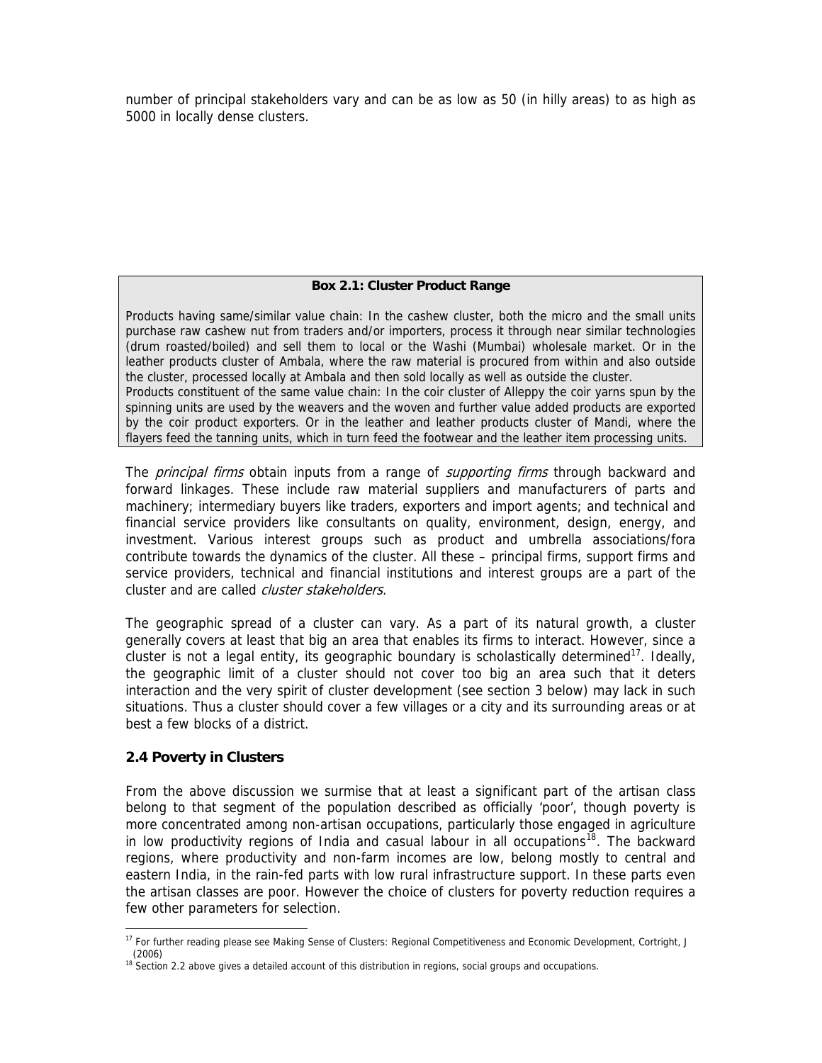number of principal stakeholders vary and can be as low as 50 (in hilly areas) to as high as 5000 in locally dense clusters.

> **Box 2.1: Cluster Product Range**
>
> Products having same/similar value chain: In the cashew cluster, both the micro and the small units purchase raw cashew nut from traders and/or importers, process it through near similar technologies (drum roasted/boiled) and sell them to local or the Washi (Mumbai) wholesale market. Or in the leather products cluster of Ambala, where the raw material is procured from within and also outside the cluster, processed locally at Ambala and then sold locally as well as outside the cluster.
> Products constituent of the same value chain: In the coir cluster of Alleppy the coir yarns spun by the spinning units are used by the weavers and the woven and further value added products are exported by the coir product exporters. Or in the leather and leather products cluster of Mandi, where the flayers feed the tanning units, which in turn feed the footwear and the leather item processing units.

The *principal firms* obtain inputs from a range of *supporting firms* through backward and forward linkages. These include raw material suppliers and manufacturers of parts and machinery; intermediary buyers like traders, exporters and import agents; and technical and financial service providers like consultants on quality, environment, design, energy, and investment. Various interest groups such as product and umbrella associations/fora contribute towards the dynamics of the cluster. All these – principal firms, support firms and service providers, technical and financial institutions and interest groups are a part of the cluster and are called *cluster stakeholders*.

The geographic spread of a cluster can vary. As a part of its natural growth, a cluster generally covers at least that big an area that enables its firms to interact. However, since a cluster is not a legal entity, its geographic boundary is scholastically determined[17]. Ideally, the geographic limit of a cluster should not cover too big an area such that it deters interaction and the very spirit of cluster development (see section 3 below) may lack in such situations. Thus a cluster should cover a few villages or a city and its surrounding areas or at best a few blocks of a district.

### 2.4 Poverty in Clusters

From the above discussion we surmise that at least a significant part of the artisan class belong to that segment of the population described as officially 'poor', though poverty is more concentrated among non-artisan occupations, particularly those engaged in agriculture in low productivity regions of India and casual labour in all occupations[18]. The backward regions, where productivity and non-farm incomes are low, belong mostly to central and eastern India, in the rain-fed parts with low rural infrastructure support. In these parts even the artisan classes are poor. However the choice of clusters for poverty reduction requires a few other parameters for selection.

---

[17] For further reading please see Making Sense of Clusters: Regional Competitiveness and Economic Development, Cortright, J (2006)

[18] Section 2.2 above gives a detailed account of this distribution in regions, social groups and occupations.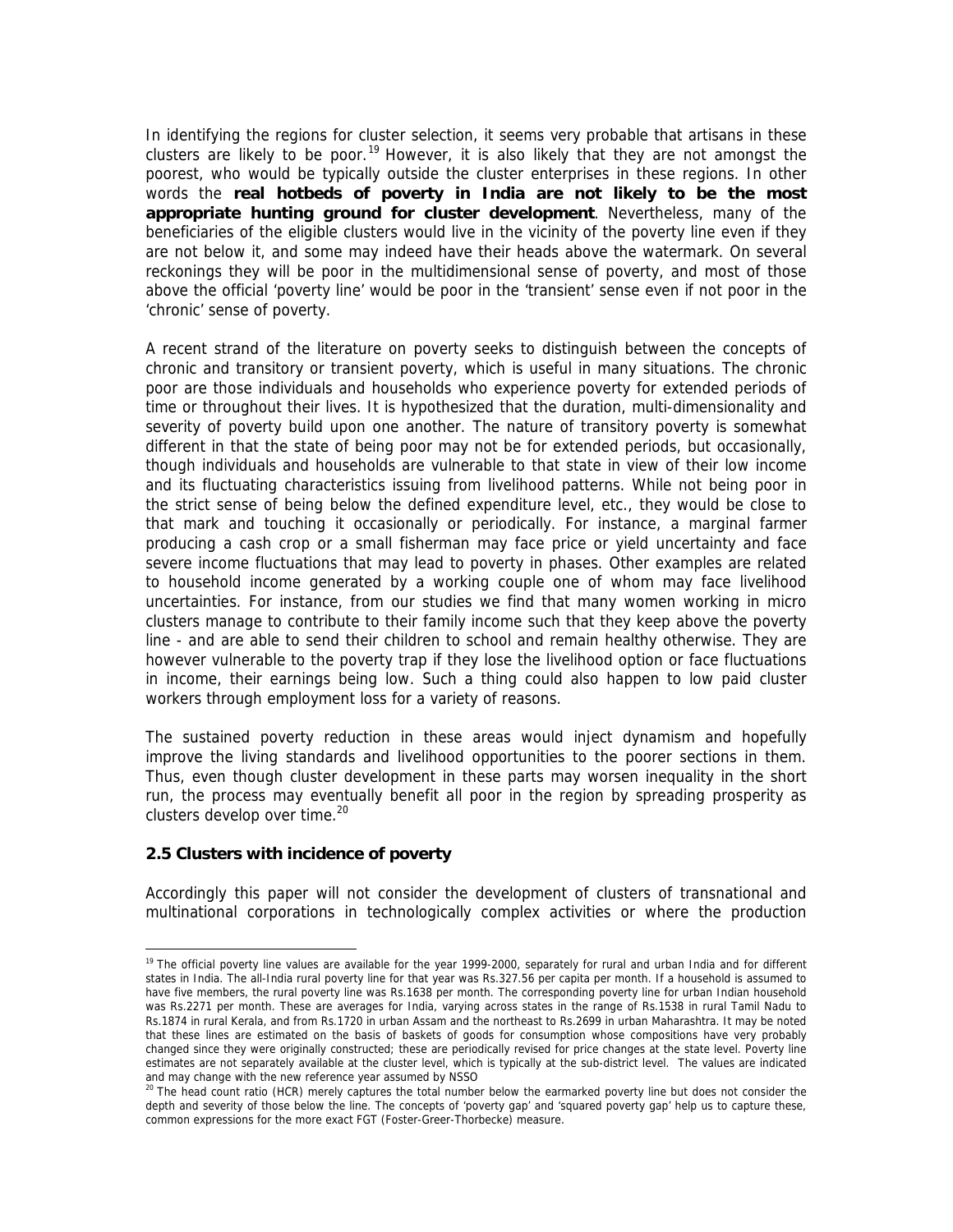In identifying the regions for cluster selection, it seems very probable that artisans in these clusters are likely to be poor.[19] However, it is also likely that they are not amongst the poorest, who would be typically outside the cluster enterprises in these regions. In other words the **real hotbeds of poverty in India are not likely to be the most appropriate hunting ground for cluster development**. Nevertheless, many of the beneficiaries of the eligible clusters would live in the vicinity of the poverty line even if they are not below it, and some may indeed have their heads above the watermark. On several reckonings they will be poor in the multidimensional sense of poverty, and most of those above the official 'poverty line' would be poor in the 'transient' sense even if not poor in the 'chronic' sense of poverty.

A recent strand of the literature on poverty seeks to distinguish between the concepts of chronic and transitory or transient poverty, which is useful in many situations. The chronic poor are those individuals and households who experience poverty for extended periods of time or throughout their lives. It is hypothesized that the duration, multi-dimensionality and severity of poverty build upon one another. The nature of transitory poverty is somewhat different in that the state of being poor may not be for extended periods, but occasionally, though individuals and households are vulnerable to that state in view of their low income and its fluctuating characteristics issuing from livelihood patterns. While not being poor in the strict sense of being below the defined expenditure level, etc., they would be close to that mark and touching it occasionally or periodically. For instance, a marginal farmer producing a cash crop or a small fisherman may face price or yield uncertainty and face severe income fluctuations that may lead to poverty in phases. Other examples are related to household income generated by a working couple one of whom may face livelihood uncertainties. For instance, from our studies we find that many women working in micro clusters manage to contribute to their family income such that they keep above the poverty line - and are able to send their children to school and remain healthy otherwise. They are however vulnerable to the poverty trap if they lose the livelihood option or face fluctuations in income, their earnings being low. Such a thing could also happen to low paid cluster workers through employment loss for a variety of reasons.

The sustained poverty reduction in these areas would inject dynamism and hopefully improve the living standards and livelihood opportunities to the poorer sections in them. Thus, even though cluster development in these parts may worsen inequality in the short run, the process may eventually benefit all poor in the region by spreading prosperity as clusters develop over time.[20]

### 2.5 Clusters with incidence of poverty

Accordingly this paper will not consider the development of clusters of transnational and multinational corporations in technologically complex activities or where the production

---

[19] The official poverty line values are available for the year 1999-2000, separately for rural and urban India and for different states in India. The all-India rural poverty line for that year was Rs.327.56 per capita per month. If a household is assumed to have five members, the rural poverty line was Rs.1638 per month. The corresponding poverty line for urban Indian household was Rs.2271 per month. These are averages for India, varying across states in the range of Rs.1538 in rural Tamil Nadu to Rs.1874 in rural Kerala, and from Rs.1720 in urban Assam and the northeast to Rs.2699 in urban Maharashtra. It may be noted that these lines are estimated on the basis of baskets of goods for consumption whose compositions have very probably changed since they were originally constructed; these are periodically revised for price changes at the state level. Poverty line estimates are not separately available at the cluster level, which is typically at the sub-district level. The values are indicated and may change with the new reference year assumed by NSSO

[20] The head count ratio (HCR) merely captures the total number below the earmarked poverty line but does not consider the depth and severity of those below the line. The concepts of 'poverty gap' and 'squared poverty gap' help us to capture these, common expressions for the more exact FGT (Foster-Greer-Thorbecke) measure.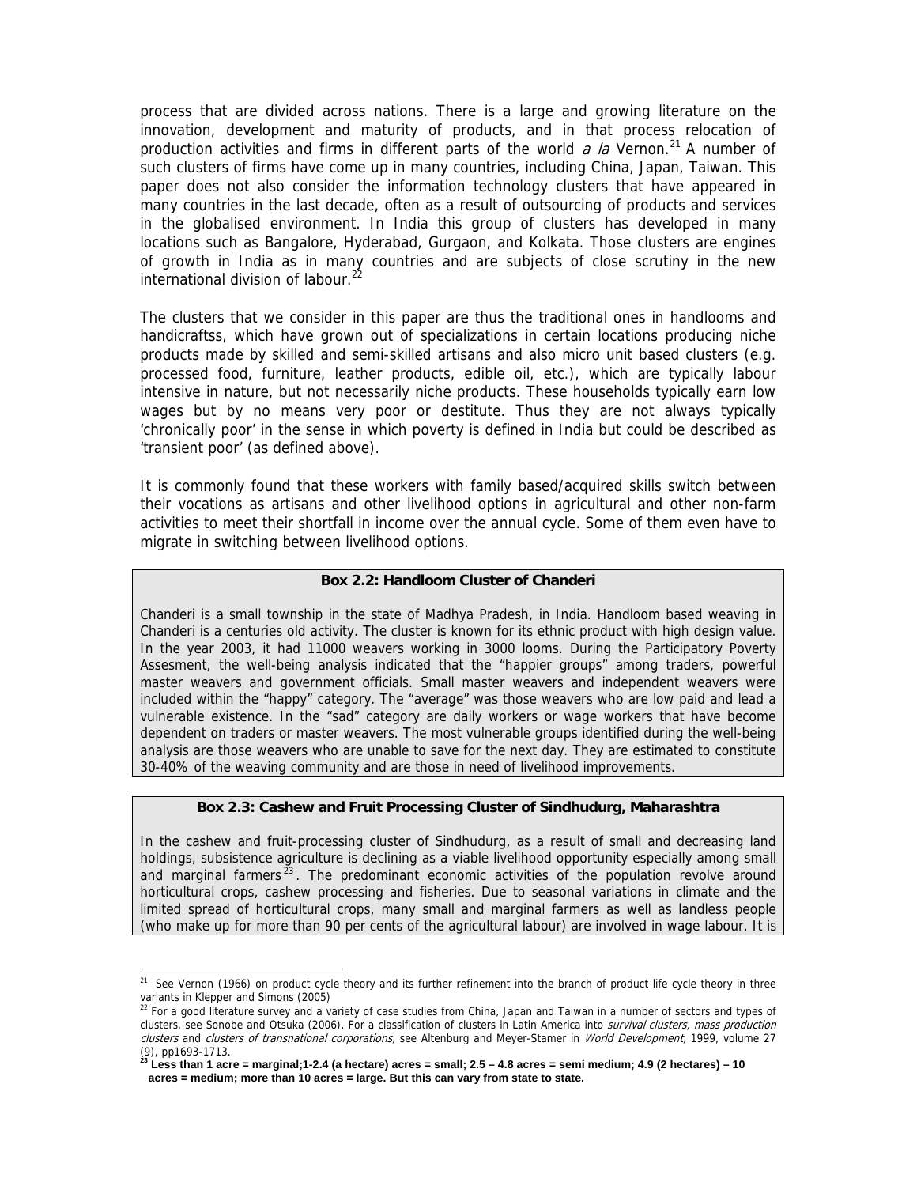process that are divided across nations. There is a large and growing literature on the innovation, development and maturity of products, and in that process relocation of production activities and firms in different parts of the world *a la* Vernon.[21] A number of such clusters of firms have come up in many countries, including China, Japan, Taiwan. This paper does not also consider the information technology clusters that have appeared in many countries in the last decade, often as a result of outsourcing of products and services in the globalised environment. In India this group of clusters has developed in many locations such as Bangalore, Hyderabad, Gurgaon, and Kolkata. Those clusters are engines of growth in India as in many countries and are subjects of close scrutiny in the new international division of labour.[22]

The clusters that we consider in this paper are thus the traditional ones in handlooms and handicraftss, which have grown out of specializations in certain locations producing niche products made by skilled and semi-skilled artisans and also micro unit based clusters (e.g. processed food, furniture, leather products, edible oil, etc.), which are typically labour intensive in nature, but not necessarily niche products. These households typically earn low wages but by no means very poor or destitute. Thus they are not always typically 'chronically poor' in the sense in which poverty is defined in India but could be described as 'transient poor' (as defined above).

It is commonly found that these workers with family based/acquired skills switch between their vocations as artisans and other livelihood options in agricultural and other non-farm activities to meet their shortfall in income over the annual cycle. Some of them even have to migrate in switching between livelihood options.

**Box 2.2: Handloom Cluster of Chanderi**

Chanderi is a small township in the state of Madhya Pradesh, in India. Handloom based weaving in Chanderi is a centuries old activity. The cluster is known for its ethnic product with high design value. In the year 2003, it had 11000 weavers working in 3000 looms. During the Participatory Poverty Assesment, the well-being analysis indicated that the "happier groups" among traders, powerful master weavers and government officials. Small master weavers and independent weavers were included within the "happy" category. The "average" was those weavers who are low paid and lead a vulnerable existence. In the "sad" category are daily workers or wage workers that have become dependent on traders or master weavers. The most vulnerable groups identified during the well-being analysis are those weavers who are unable to save for the next day. They are estimated to constitute 30-40% of the weaving community and are those in need of livelihood improvements.

**Box 2.3: Cashew and Fruit Processing Cluster of Sindhudurg, Maharashtra**

In the cashew and fruit-processing cluster of Sindhudurg, as a result of small and decreasing land holdings, subsistence agriculture is declining as a viable livelihood opportunity especially among small and marginal farmers[23]. The predominant economic activities of the population revolve around horticultural crops, cashew processing and fisheries. Due to seasonal variations in climate and the limited spread of horticultural crops, many small and marginal farmers as well as landless people (who make up for more than 90 per cents of the agricultural labour) are involved in wage labour. It is

---

[21] See Vernon (1966) on product cycle theory and its further refinement into the branch of product life cycle theory in three variants in Klepper and Simons (2005)

[22] For a good literature survey and a variety of case studies from China, Japan and Taiwan in a number of sectors and types of clusters, see Sonobe and Otsuka (2006). For a classification of clusters in Latin America into *survival clusters, mass production clusters* and *clusters of transnational corporations,* see Altenburg and Meyer-Stamer in *World Development,* 1999, volume 27 (9), pp1693-1713.

[23] **Less than 1 acre = marginal;1-2.4 (a hectare) acres = small; 2.5 – 4.8 acres = semi medium; 4.9 (2 hectares) – 10 acres = medium; more than 10 acres = large. But this can vary from state to state.**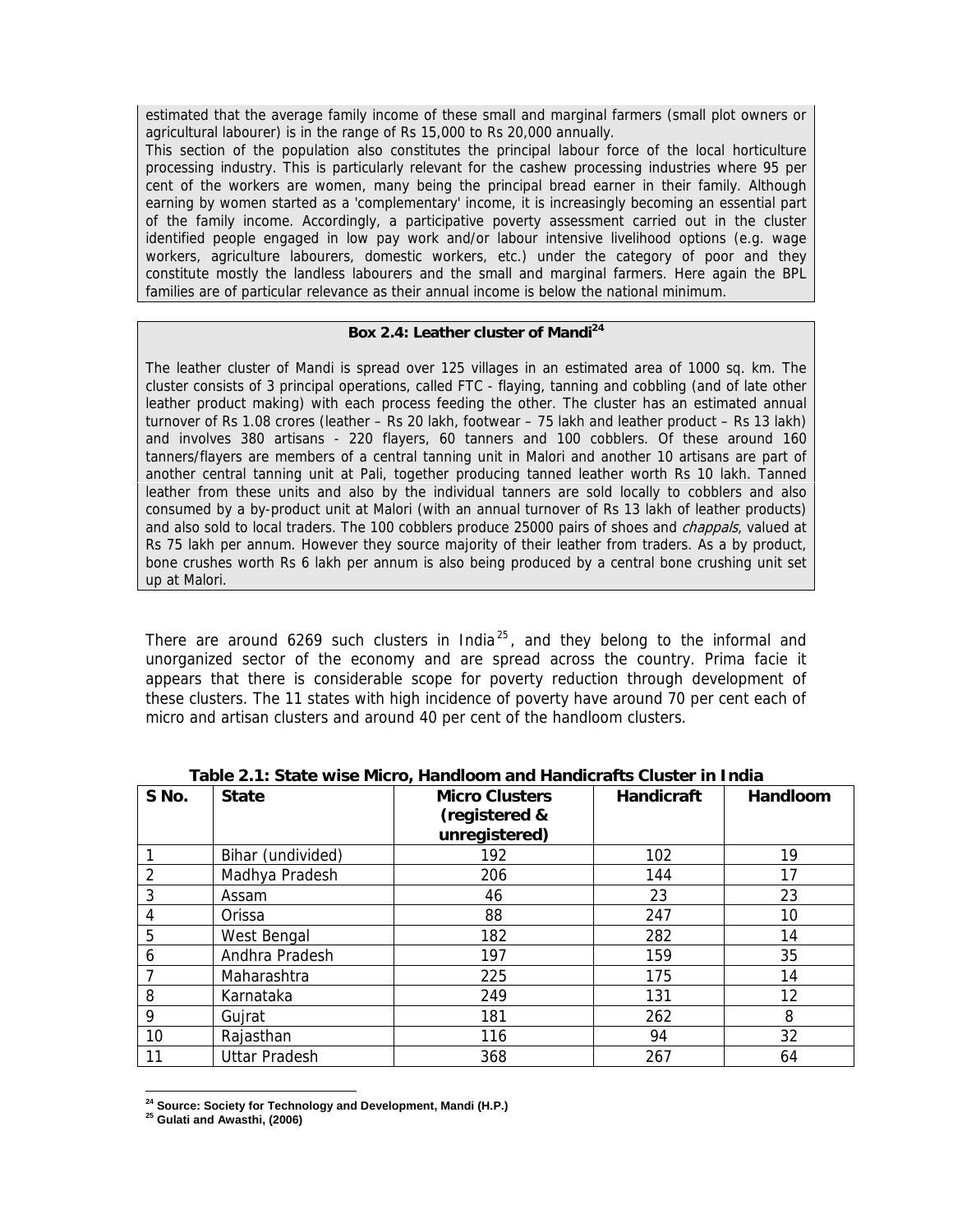estimated that the average family income of these small and marginal farmers (small plot owners or agricultural labourer) is in the range of Rs 15,000 to Rs 20,000 annually.

This section of the population also constitutes the principal labour force of the local horticulture processing industry. This is particularly relevant for the cashew processing industries where 95 per cent of the workers are women, many being the principal bread earner in their family. Although earning by women started as a 'complementary' income, it is increasingly becoming an essential part of the family income. Accordingly, a participative poverty assessment carried out in the cluster identified people engaged in low pay work and/or labour intensive livelihood options (e.g. wage workers, agriculture labourers, domestic workers, etc.) under the category of poor and they constitute mostly the landless labourers and the small and marginal farmers. Here again the BPL families are of particular relevance as their annual income is below the national minimum.

**Box 2.4: Leather cluster of Mandi[24]**

The leather cluster of Mandi is spread over 125 villages in an estimated area of 1000 sq. km. The cluster consists of 3 principal operations, called FTC - flaying, tanning and cobbling (and of late other leather product making) with each process feeding the other. The cluster has an estimated annual turnover of Rs 1.08 crores (leather – Rs 20 lakh, footwear – 75 lakh and leather product – Rs 13 lakh) and involves 380 artisans - 220 flayers, 60 tanners and 100 cobblers. Of these around 160 tanners/flayers are members of a central tanning unit in Malori and another 10 artisans are part of another central tanning unit at Pali, together producing tanned leather worth Rs 10 lakh. Tanned leather from these units and also by the individual tanners are sold locally to cobblers and also consumed by a by-product unit at Malori (with an annual turnover of Rs 13 lakh of leather products) and also sold to local traders. The 100 cobblers produce 25000 pairs of shoes and *chappals*, valued at Rs 75 lakh per annum. However they source majority of their leather from traders. As a by product, bone crushes worth Rs 6 lakh per annum is also being produced by a central bone crushing unit set up at Malori.

There are around 6269 such clusters in India[25], and they belong to the informal and unorganized sector of the economy and are spread across the country. Prima facie it appears that there is considerable scope for poverty reduction through development of these clusters. The 11 states with high incidence of poverty have around 70 per cent each of micro and artisan clusters and around 40 per cent of the handloom clusters.

**Table 2.1: State wise Micro, Handloom and Handicrafts Cluster in India**

| S No. | State | Micro Clusters (registered & unregistered) | Handicraft | Handloom |
|---|---|---|---|---|
| 1 | Bihar (undivided) | 192 | 102 | 19 |
| 2 | Madhya Pradesh | 206 | 144 | 17 |
| 3 | Assam | 46 | 23 | 23 |
| 4 | Orissa | 88 | 247 | 10 |
| 5 | West Bengal | 182 | 282 | 14 |
| 6 | Andhra Pradesh | 197 | 159 | 35 |
| 7 | Maharashtra | 225 | 175 | 14 |
| 8 | Karnataka | 249 | 131 | 12 |
| 9 | Gujrat | 181 | 262 | 8 |
| 10 | Rajasthan | 116 | 94 | 32 |
| 11 | Uttar Pradesh | 368 | 267 | 64 |

[24] Source: Society for Technology and Development, Mandi (H.P.)

[25] Gulati and Awasthi, (2006)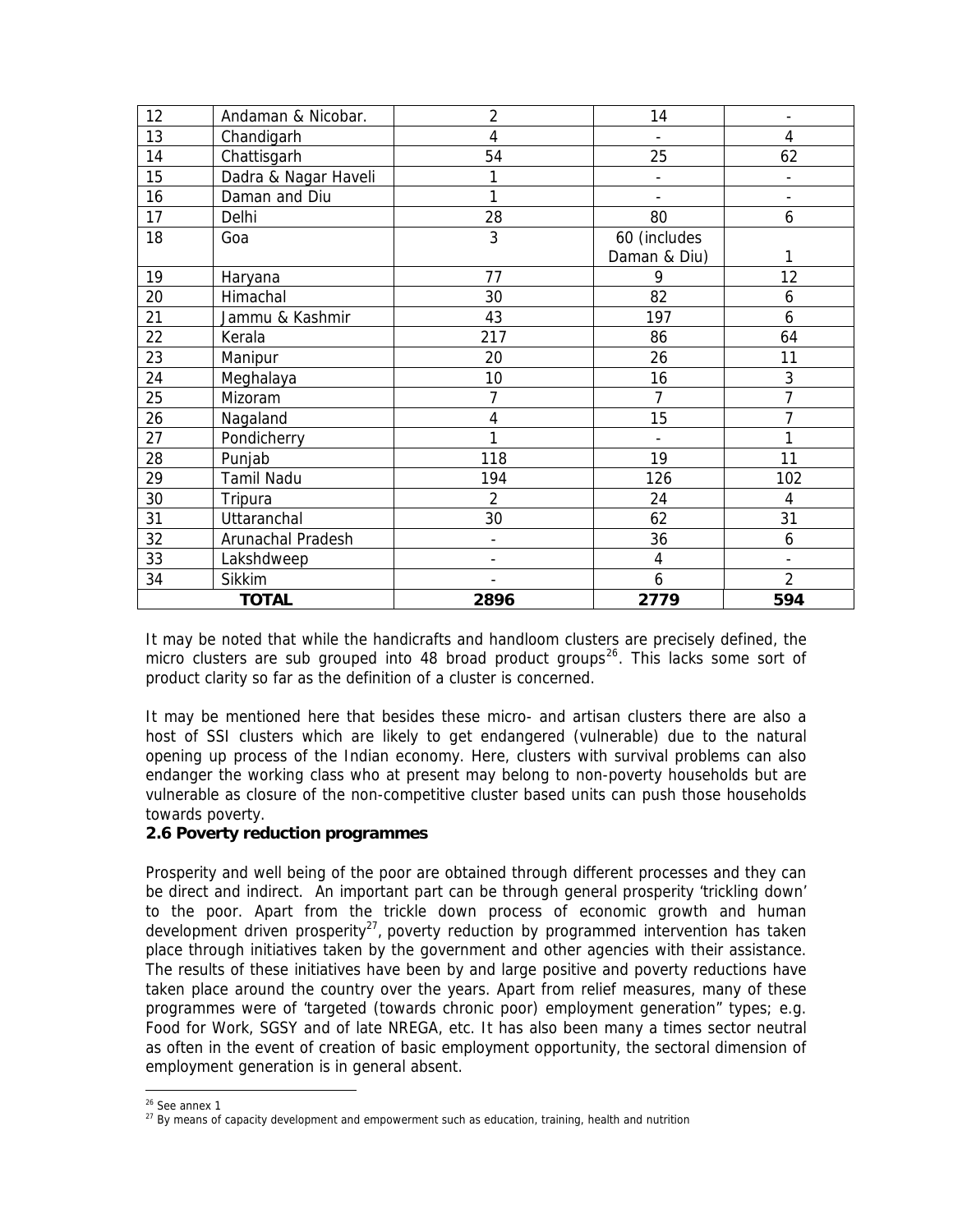| 12 | Andaman & Nicobar. | 2 | 14 | - |
|---|---|---|---|---|
| 13 | Chandigarh | 4 | - | 4 |
| 14 | Chattisgarh | 54 | 25 | 62 |
| 15 | Dadra & Nagar Haveli | 1 | - | - |
| 16 | Daman and Diu | 1 | - | - |
| 17 | Delhi | 28 | 80 | 6 |
| 18 | Goa | 3 | 60 (includes Daman & Diu) | 1 |
| 19 | Haryana | 77 | 9 | 12 |
| 20 | Himachal | 30 | 82 | 6 |
| 21 | Jammu & Kashmir | 43 | 197 | 6 |
| 22 | Kerala | 217 | 86 | 64 |
| 23 | Manipur | 20 | 26 | 11 |
| 24 | Meghalaya | 10 | 16 | 3 |
| 25 | Mizoram | 7 | 7 | 7 |
| 26 | Nagaland | 4 | 15 | 7 |
| 27 | Pondicherry | 1 | - | 1 |
| 28 | Punjab | 118 | 19 | 11 |
| 29 | Tamil Nadu | 194 | 126 | 102 |
| 30 | Tripura | 2 | 24 | 4 |
| 31 | Uttaranchal | 30 | 62 | 31 |
| 32 | Arunachal Pradesh | - | 36 | 6 |
| 33 | Lakshdweep | - | 4 | - |
| 34 | Sikkim | - | 6 | 2 |
| **TOTAL** | | **2896** | **2779** | **594** |

It may be noted that while the handicrafts and handloom clusters are precisely defined, the micro clusters are sub grouped into 48 broad product groups[26]. This lacks some sort of product clarity so far as the definition of a cluster is concerned.

It may be mentioned here that besides these micro- and artisan clusters there are also a host of SSI clusters which are likely to get endangered (vulnerable) due to the natural opening up process of the Indian economy. Here, clusters with survival problems can also endanger the working class who at present may belong to non-poverty households but are vulnerable as closure of the non-competitive cluster based units can push those households towards poverty.

**2.6 Poverty reduction programmes**

Prosperity and well being of the poor are obtained through different processes and they can be direct and indirect. An important part can be through general prosperity 'trickling down' to the poor. Apart from the trickle down process of economic growth and human development driven prosperity[27], poverty reduction by programmed intervention has taken place through initiatives taken by the government and other agencies with their assistance. The results of these initiatives have been by and large positive and poverty reductions have taken place around the country over the years. Apart from relief measures, many of these programmes were of 'targeted (towards chronic poor) employment generation" types; e.g. Food for Work, SGSY and of late NREGA, etc. It has also been many a times sector neutral as often in the event of creation of basic employment opportunity, the sectoral dimension of employment generation is in general absent.

[26] See annex 1

[27] By means of capacity development and empowerment such as education, training, health and nutrition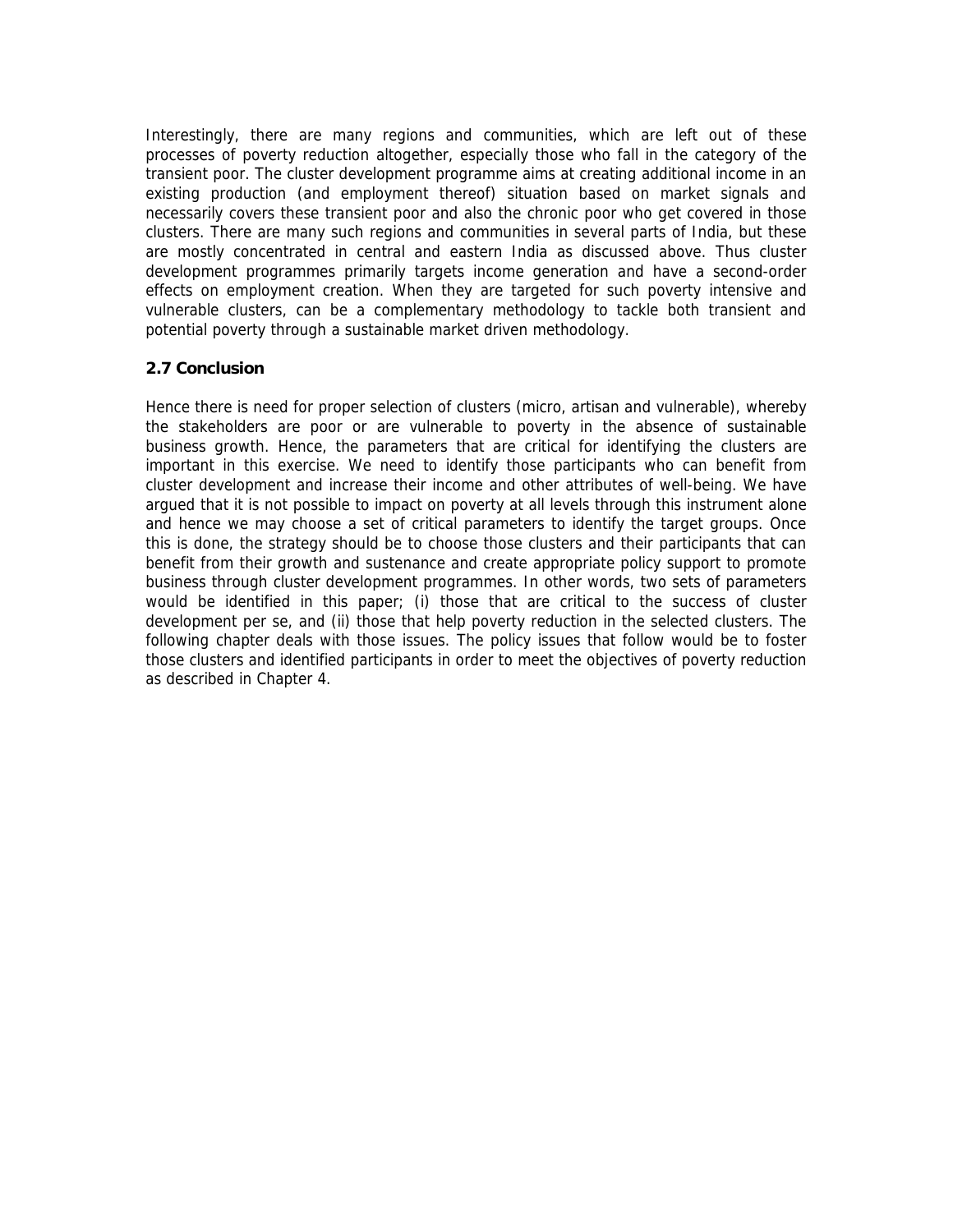Interestingly, there are many regions and communities, which are left out of these processes of poverty reduction altogether, especially those who fall in the category of the transient poor. The cluster development programme aims at creating additional income in an existing production (and employment thereof) situation based on market signals and necessarily covers these transient poor and also the chronic poor who get covered in those clusters. There are many such regions and communities in several parts of India, but these are mostly concentrated in central and eastern India as discussed above. Thus cluster development programmes primarily targets income generation and have a second-order effects on employment creation. When they are targeted for such poverty intensive and vulnerable clusters, can be a complementary methodology to tackle both transient and potential poverty through a sustainable market driven methodology.

### 2.7 Conclusion

Hence there is need for proper selection of clusters (micro, artisan and vulnerable), whereby the stakeholders are poor or are vulnerable to poverty in the absence of sustainable business growth. Hence, the parameters that are critical for identifying the clusters are important in this exercise. We need to identify those participants who can benefit from cluster development and increase their income and other attributes of well-being. We have argued that it is not possible to impact on poverty at all levels through this instrument alone and hence we may choose a set of critical parameters to identify the target groups. Once this is done, the strategy should be to choose those clusters and their participants that can benefit from their growth and sustenance and create appropriate policy support to promote business through cluster development programmes. In other words, two sets of parameters would be identified in this paper; (i) those that are critical to the success of cluster development per se, and (ii) those that help poverty reduction in the selected clusters. The following chapter deals with those issues. The policy issues that follow would be to foster those clusters and identified participants in order to meet the objectives of poverty reduction as described in Chapter 4.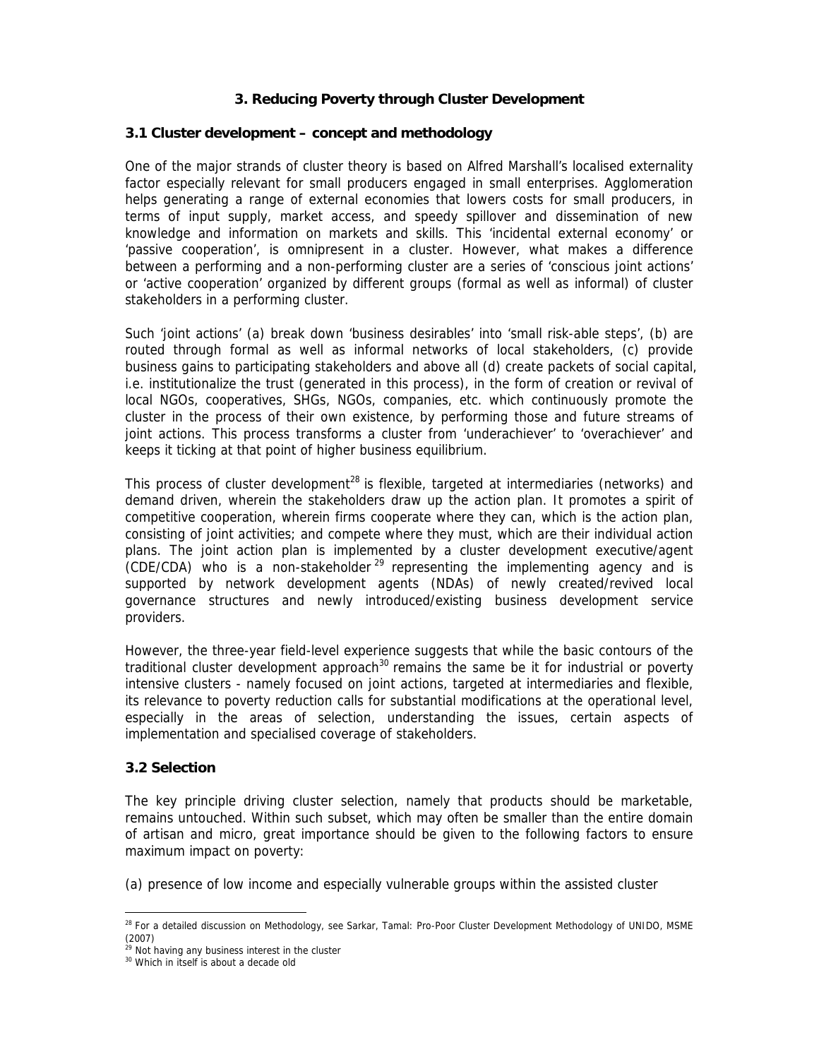## 3. Reducing Poverty through Cluster Development

### 3.1 Cluster development – concept and methodology

One of the major strands of cluster theory is based on Alfred Marshall's localised externality factor especially relevant for small producers engaged in small enterprises. Agglomeration helps generating a range of external economies that lowers costs for small producers, in terms of input supply, market access, and speedy spillover and dissemination of new knowledge and information on markets and skills. This 'incidental external economy' or 'passive cooperation', is omnipresent in a cluster. However, what makes a difference between a performing and a non-performing cluster are a series of 'conscious joint actions' or 'active cooperation' organized by different groups (formal as well as informal) of cluster stakeholders in a performing cluster.

Such 'joint actions' (a) break down 'business desirables' into 'small risk-able steps', (b) are routed through formal as well as informal networks of local stakeholders, (c) provide business gains to participating stakeholders and above all (d) create packets of social capital, i.e. institutionalize the trust (generated in this process), in the form of creation or revival of local NGOs, cooperatives, SHGs, NGOs, companies, etc. which continuously promote the cluster in the process of their own existence, by performing those and future streams of joint actions. This process transforms a cluster from 'underachiever' to 'overachiever' and keeps it ticking at that point of higher business equilibrium.

This process of cluster development[28] is flexible, targeted at intermediaries (networks) and demand driven, wherein the stakeholders draw up the action plan. It promotes a spirit of competitive cooperation, wherein firms cooperate where they can, which is the action plan, consisting of joint activities; and compete where they must, which are their individual action plans. The joint action plan is implemented by a cluster development executive/agent (CDE/CDA) who is a non-stakeholder[29] representing the implementing agency and is supported by network development agents (NDAs) of newly created/revived local governance structures and newly introduced/existing business development service providers.

However, the three-year field-level experience suggests that while the basic contours of the traditional cluster development approach[30] remains the same be it for industrial or poverty intensive clusters - namely focused on joint actions, targeted at intermediaries and flexible, its relevance to poverty reduction calls for substantial modifications at the operational level, especially in the areas of selection, understanding the issues, certain aspects of implementation and specialised coverage of stakeholders.

### 3.2 Selection

The key principle driving cluster selection, namely that products should be marketable, remains untouched. Within such subset, which may often be smaller than the entire domain of artisan and micro, great importance should be given to the following factors to ensure maximum impact on poverty:

(a) presence of low income and especially vulnerable groups within the assisted cluster

---

[28] For a detailed discussion on Methodology, see Sarkar, Tamal: Pro-Poor Cluster Development Methodology of UNIDO, MSME (2007)

[29] Not having any business interest in the cluster

[30] Which in itself is about a decade old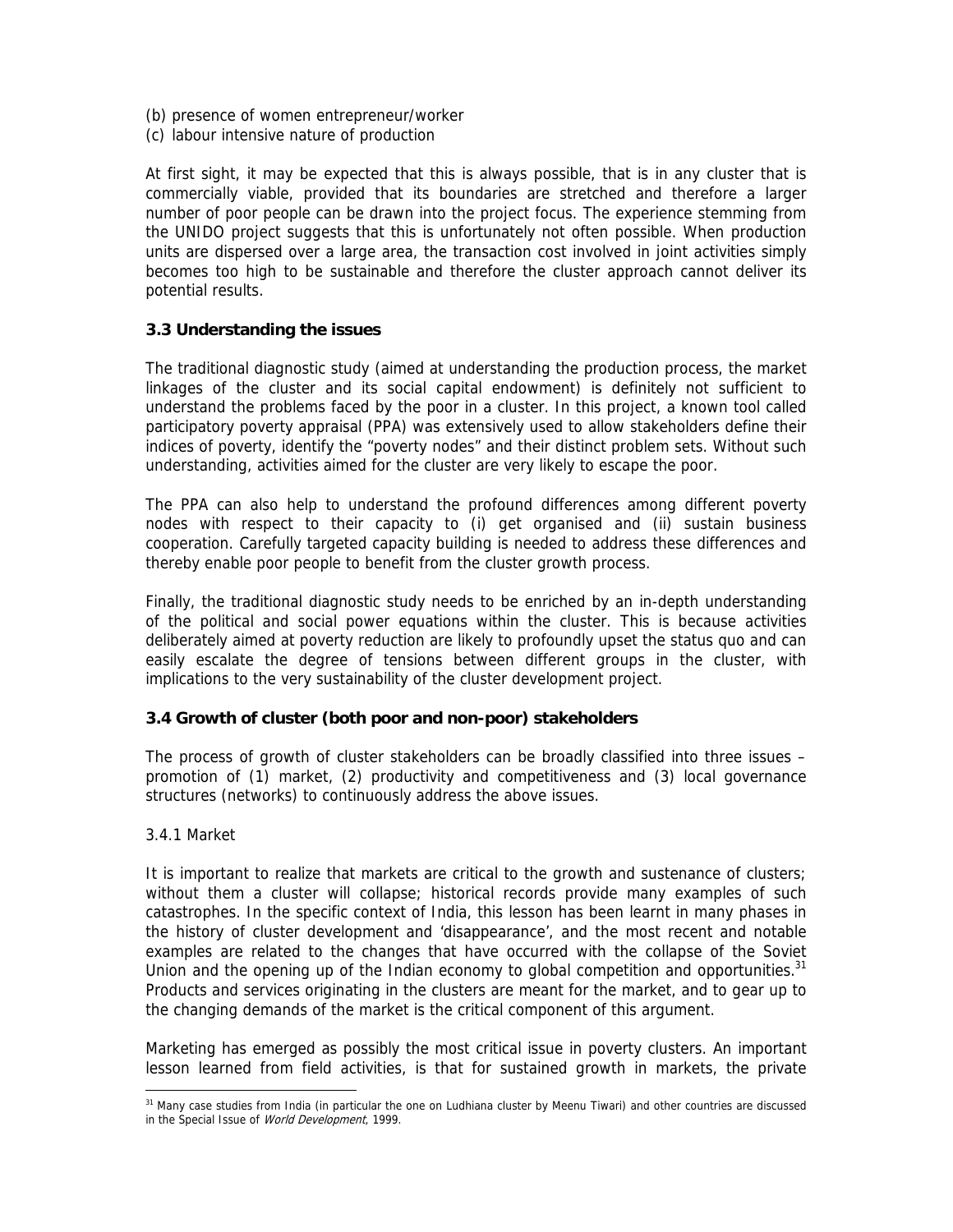(b) presence of women entrepreneur/worker
(c) labour intensive nature of production

At first sight, it may be expected that this is always possible, that is in any cluster that is commercially viable, provided that its boundaries are stretched and therefore a larger number of poor people can be drawn into the project focus. The experience stemming from the UNIDO project suggests that this is unfortunately not often possible. When production units are dispersed over a large area, the transaction cost involved in joint activities simply becomes too high to be sustainable and therefore the cluster approach cannot deliver its potential results.

### 3.3 Understanding the issues

The traditional diagnostic study (aimed at understanding the production process, the market linkages of the cluster and its social capital endowment) is definitely not sufficient to understand the problems faced by the poor in a cluster. In this project, a known tool called participatory poverty appraisal (PPA) was extensively used to allow stakeholders define their indices of poverty, identify the "poverty nodes" and their distinct problem sets. Without such understanding, activities aimed for the cluster are very likely to escape the poor.

The PPA can also help to understand the profound differences among different poverty nodes with respect to their capacity to (i) get organised and (ii) sustain business cooperation. Carefully targeted capacity building is needed to address these differences and thereby enable poor people to benefit from the cluster growth process.

Finally, the traditional diagnostic study needs to be enriched by an in-depth understanding of the political and social power equations within the cluster. This is because activities deliberately aimed at poverty reduction are likely to profoundly upset the status quo and can easily escalate the degree of tensions between different groups in the cluster, with implications to the very sustainability of the cluster development project.

### 3.4 Growth of cluster (both poor and non-poor) stakeholders

The process of growth of cluster stakeholders can be broadly classified into three issues – promotion of (1) market, (2) productivity and competitiveness and (3) local governance structures (networks) to continuously address the above issues.

#### 3.4.1 Market

It is important to realize that markets are critical to the growth and sustenance of clusters; without them a cluster will collapse; historical records provide many examples of such catastrophes. In the specific context of India, this lesson has been learnt in many phases in the history of cluster development and 'disappearance', and the most recent and notable examples are related to the changes that have occurred with the collapse of the Soviet Union and the opening up of the Indian economy to global competition and opportunities.[31] Products and services originating in the clusters are meant for the market, and to gear up to the changing demands of the market is the critical component of this argument.

Marketing has emerged as possibly the most critical issue in poverty clusters. An important lesson learned from field activities, is that for sustained growth in markets, the private

---

[31] Many case studies from India (in particular the one on Ludhiana cluster by Meenu Tiwari) and other countries are discussed in the Special Issue of *World Development*, 1999.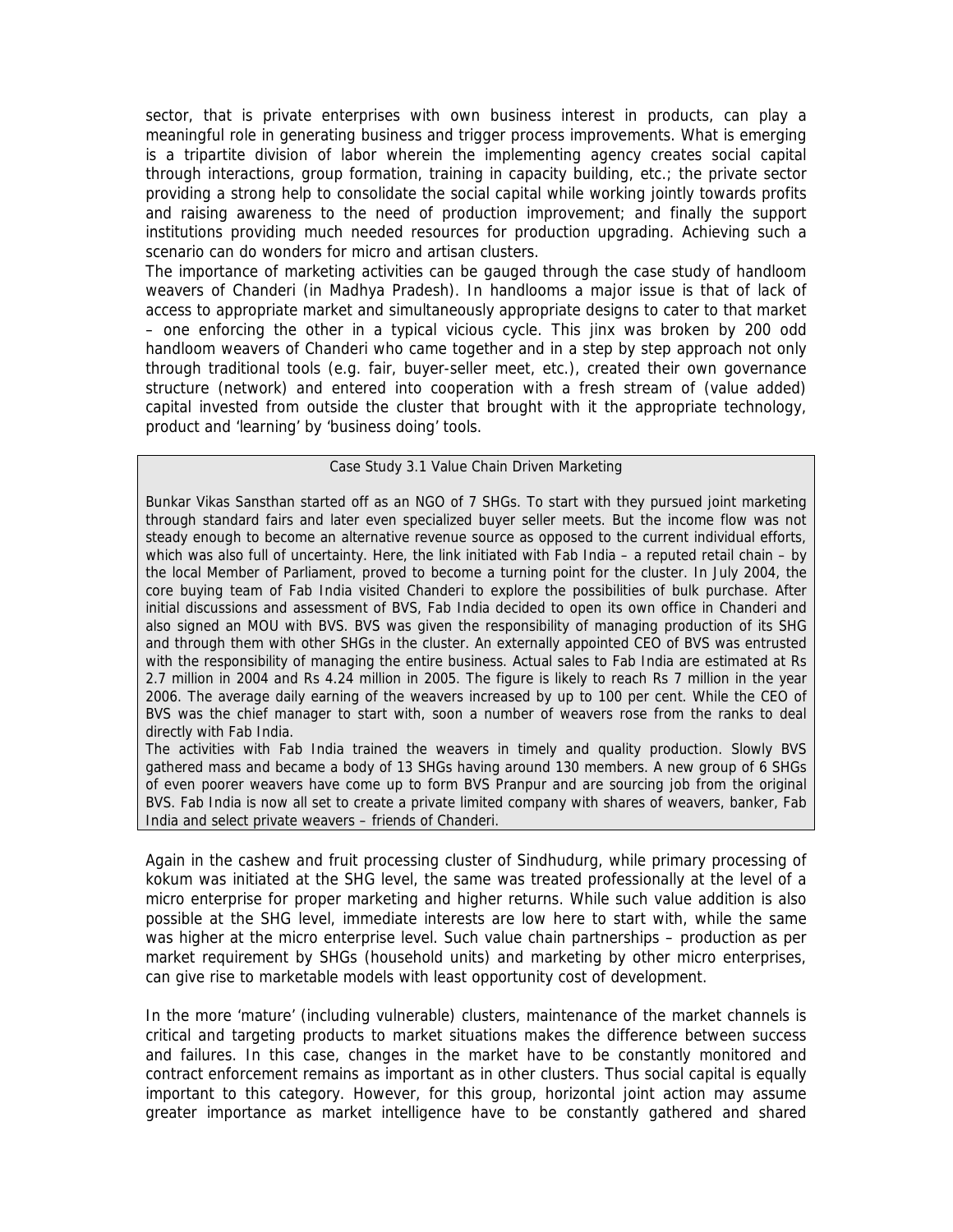sector, that is private enterprises with own business interest in products, can play a meaningful role in generating business and trigger process improvements. What is emerging is a tripartite division of labor wherein the implementing agency creates social capital through interactions, group formation, training in capacity building, etc.; the private sector providing a strong help to consolidate the social capital while working jointly towards profits and raising awareness to the need of production improvement; and finally the support institutions providing much needed resources for production upgrading. Achieving such a scenario can do wonders for micro and artisan clusters.

The importance of marketing activities can be gauged through the case study of handloom weavers of Chanderi (in Madhya Pradesh). In handlooms a major issue is that of lack of access to appropriate market and simultaneously appropriate designs to cater to that market – one enforcing the other in a typical vicious cycle. This jinx was broken by 200 odd handloom weavers of Chanderi who came together and in a step by step approach not only through traditional tools (e.g. fair, buyer-seller meet, etc.), created their own governance structure (network) and entered into cooperation with a fresh stream of (value added) capital invested from outside the cluster that brought with it the appropriate technology, product and 'learning' by 'business doing' tools.

> Case Study 3.1 Value Chain Driven Marketing
>
> Bunkar Vikas Sansthan started off as an NGO of 7 SHGs. To start with they pursued joint marketing through standard fairs and later even specialized buyer seller meets. But the income flow was not steady enough to become an alternative revenue source as opposed to the current individual efforts, which was also full of uncertainty. Here, the link initiated with Fab India – a reputed retail chain – by the local Member of Parliament, proved to become a turning point for the cluster. In July 2004, the core buying team of Fab India visited Chanderi to explore the possibilities of bulk purchase. After initial discussions and assessment of BVS, Fab India decided to open its own office in Chanderi and also signed an MOU with BVS. BVS was given the responsibility of managing production of its SHG and through them with other SHGs in the cluster. An externally appointed CEO of BVS was entrusted with the responsibility of managing the entire business. Actual sales to Fab India are estimated at Rs 2.7 million in 2004 and Rs 4.24 million in 2005. The figure is likely to reach Rs 7 million in the year 2006. The average daily earning of the weavers increased by up to 100 per cent. While the CEO of BVS was the chief manager to start with, soon a number of weavers rose from the ranks to deal directly with Fab India.
>
> The activities with Fab India trained the weavers in timely and quality production. Slowly BVS gathered mass and became a body of 13 SHGs having around 130 members. A new group of 6 SHGs of even poorer weavers have come up to form BVS Pranpur and are sourcing job from the original BVS. Fab India is now all set to create a private limited company with shares of weavers, banker, Fab India and select private weavers – friends of Chanderi.

Again in the cashew and fruit processing cluster of Sindhudurg, while primary processing of kokum was initiated at the SHG level, the same was treated professionally at the level of a micro enterprise for proper marketing and higher returns. While such value addition is also possible at the SHG level, immediate interests are low here to start with, while the same was higher at the micro enterprise level. Such value chain partnerships – production as per market requirement by SHGs (household units) and marketing by other micro enterprises, can give rise to marketable models with least opportunity cost of development.

In the more 'mature' (including vulnerable) clusters, maintenance of the market channels is critical and targeting products to market situations makes the difference between success and failures. In this case, changes in the market have to be constantly monitored and contract enforcement remains as important as in other clusters. Thus social capital is equally important to this category. However, for this group, horizontal joint action may assume greater importance as market intelligence have to be constantly gathered and shared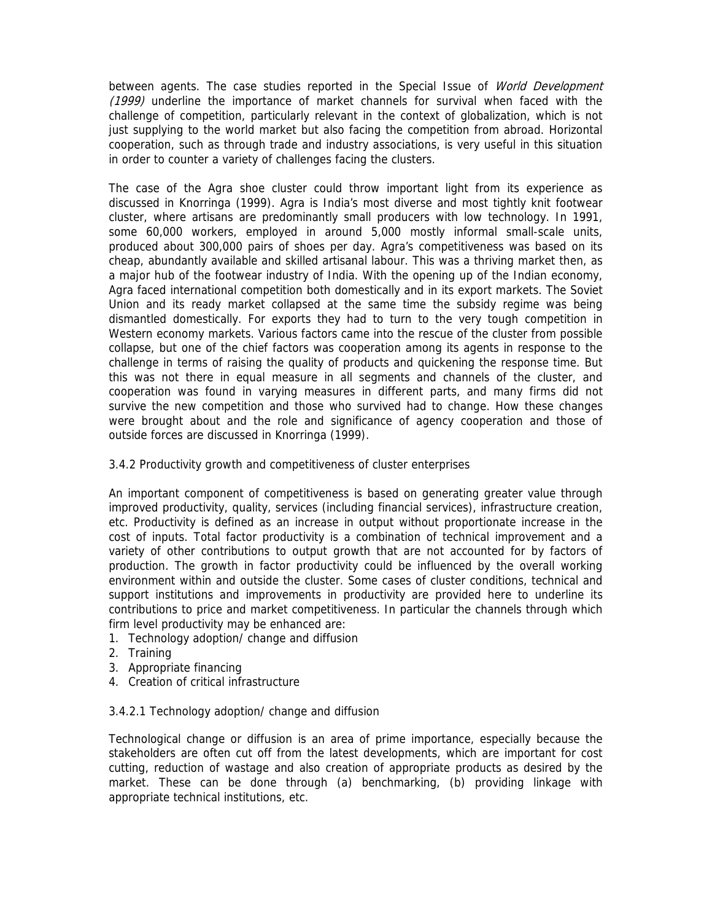between agents. The case studies reported in the Special Issue of *World Development (1999)* underline the importance of market channels for survival when faced with the challenge of competition, particularly relevant in the context of globalization, which is not just supplying to the world market but also facing the competition from abroad. Horizontal cooperation, such as through trade and industry associations, is very useful in this situation in order to counter a variety of challenges facing the clusters.

The case of the Agra shoe cluster could throw important light from its experience as discussed in Knorringa (1999). Agra is India's most diverse and most tightly knit footwear cluster, where artisans are predominantly small producers with low technology. In 1991, some 60,000 workers, employed in around 5,000 mostly informal small-scale units, produced about 300,000 pairs of shoes per day. Agra's competitiveness was based on its cheap, abundantly available and skilled artisanal labour. This was a thriving market then, as a major hub of the footwear industry of India. With the opening up of the Indian economy, Agra faced international competition both domestically and in its export markets. The Soviet Union and its ready market collapsed at the same time the subsidy regime was being dismantled domestically. For exports they had to turn to the very tough competition in Western economy markets. Various factors came into the rescue of the cluster from possible collapse, but one of the chief factors was cooperation among its agents in response to the challenge in terms of raising the quality of products and quickening the response time. But this was not there in equal measure in all segments and channels of the cluster, and cooperation was found in varying measures in different parts, and many firms did not survive the new competition and those who survived had to change. How these changes were brought about and the role and significance of agency cooperation and those of outside forces are discussed in Knorringa (1999).

#### 3.4.2 Productivity growth and competitiveness of cluster enterprises

An important component of competitiveness is based on generating greater value through improved productivity, quality, services (including financial services), infrastructure creation, etc. Productivity is defined as an increase in output without proportionate increase in the cost of inputs. Total factor productivity is a combination of technical improvement and a variety of other contributions to output growth that are not accounted for by factors of production. The growth in factor productivity could be influenced by the overall working environment within and outside the cluster. Some cases of cluster conditions, technical and support institutions and improvements in productivity are provided here to underline its contributions to price and market competitiveness. In particular the channels through which firm level productivity may be enhanced are:

1. Technology adoption/ change and diffusion
2. Training
3. Appropriate financing
4. Creation of critical infrastructure

##### 3.4.2.1 Technology adoption/ change and diffusion

Technological change or diffusion is an area of prime importance, especially because the stakeholders are often cut off from the latest developments, which are important for cost cutting, reduction of wastage and also creation of appropriate products as desired by the market. These can be done through (a) benchmarking, (b) providing linkage with appropriate technical institutions, etc.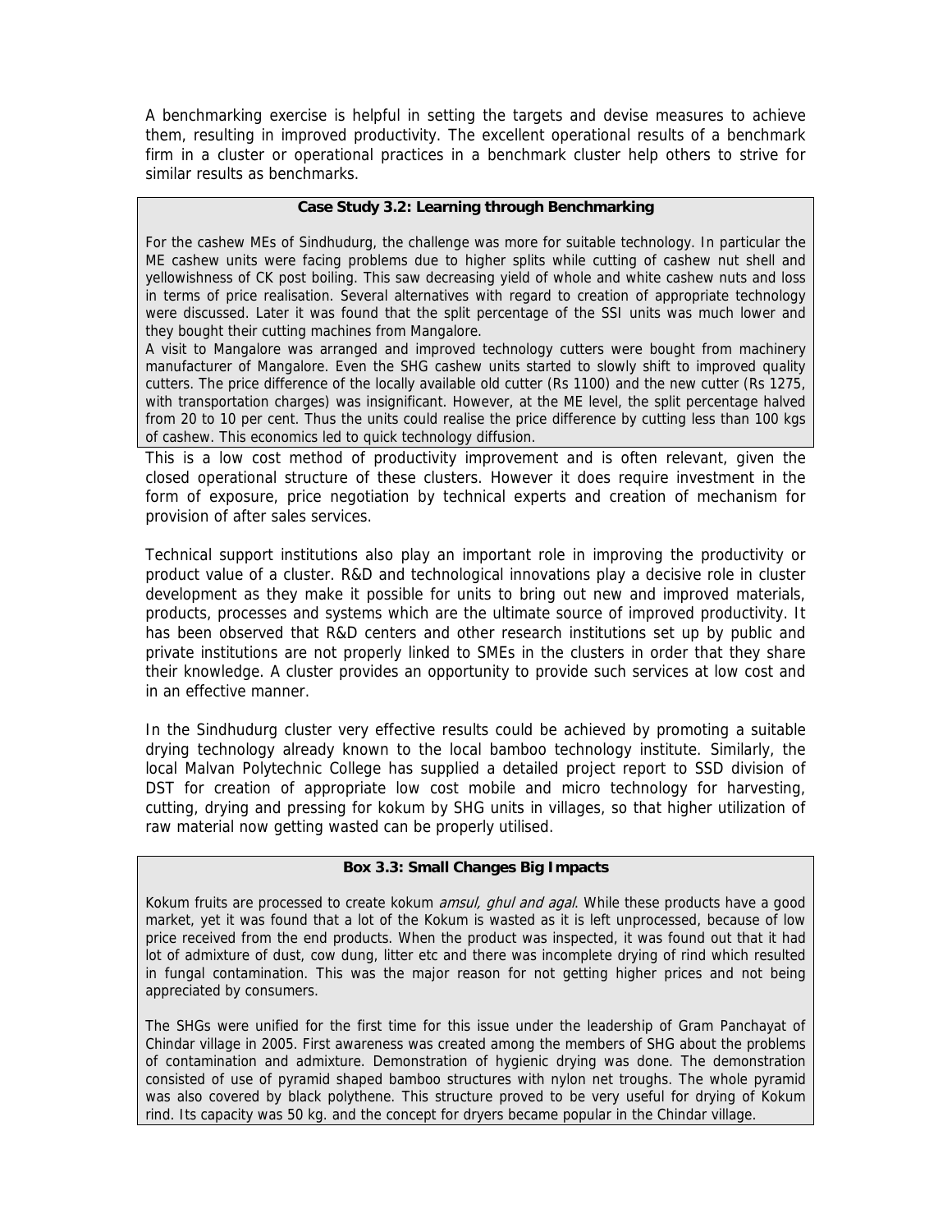A benchmarking exercise is helpful in setting the targets and devise measures to achieve them, resulting in improved productivity. The excellent operational results of a benchmark firm in a cluster or operational practices in a benchmark cluster help others to strive for similar results as benchmarks.

**Case Study 3.2: Learning through Benchmarking**

For the cashew MEs of Sindhudurg, the challenge was more for suitable technology. In particular the ME cashew units were facing problems due to higher splits while cutting of cashew nut shell and yellowishness of CK post boiling. This saw decreasing yield of whole and white cashew nuts and loss in terms of price realisation. Several alternatives with regard to creation of appropriate technology were discussed. Later it was found that the split percentage of the SSI units was much lower and they bought their cutting machines from Mangalore.

A visit to Mangalore was arranged and improved technology cutters were bought from machinery manufacturer of Mangalore. Even the SHG cashew units started to slowly shift to improved quality cutters. The price difference of the locally available old cutter (Rs 1100) and the new cutter (Rs 1275, with transportation charges) was insignificant. However, at the ME level, the split percentage halved from 20 to 10 per cent. Thus the units could realise the price difference by cutting less than 100 kgs of cashew. This economics led to quick technology diffusion.

This is a low cost method of productivity improvement and is often relevant, given the closed operational structure of these clusters. However it does require investment in the form of exposure, price negotiation by technical experts and creation of mechanism for provision of after sales services.

Technical support institutions also play an important role in improving the productivity or product value of a cluster. R&D and technological innovations play a decisive role in cluster development as they make it possible for units to bring out new and improved materials, products, processes and systems which are the ultimate source of improved productivity. It has been observed that R&D centers and other research institutions set up by public and private institutions are not properly linked to SMEs in the clusters in order that they share their knowledge. A cluster provides an opportunity to provide such services at low cost and in an effective manner.

In the Sindhudurg cluster very effective results could be achieved by promoting a suitable drying technology already known to the local bamboo technology institute. Similarly, the local Malvan Polytechnic College has supplied a detailed project report to SSD division of DST for creation of appropriate low cost mobile and micro technology for harvesting, cutting, drying and pressing for kokum by SHG units in villages, so that higher utilization of raw material now getting wasted can be properly utilised.

**Box 3.3: Small Changes Big Impacts**

Kokum fruits are processed to create kokum *amsul, ghul and agal*. While these products have a good market, yet it was found that a lot of the Kokum is wasted as it is left unprocessed, because of low price received from the end products. When the product was inspected, it was found out that it had lot of admixture of dust, cow dung, litter etc and there was incomplete drying of rind which resulted in fungal contamination. This was the major reason for not getting higher prices and not being appreciated by consumers.

The SHGs were unified for the first time for this issue under the leadership of Gram Panchayat of Chindar village in 2005. First awareness was created among the members of SHG about the problems of contamination and admixture. Demonstration of hygienic drying was done. The demonstration consisted of use of pyramid shaped bamboo structures with nylon net troughs. The whole pyramid was also covered by black polythene. This structure proved to be very useful for drying of Kokum rind. Its capacity was 50 kg. and the concept for dryers became popular in the Chindar village.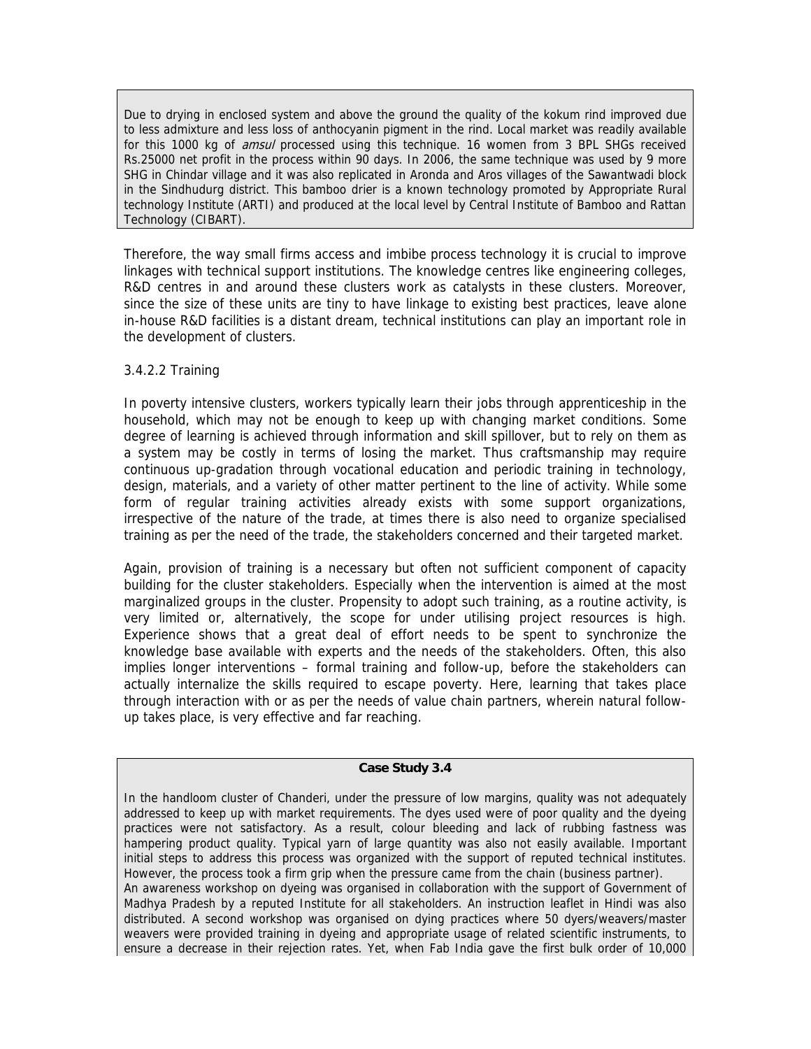Due to drying in enclosed system and above the ground the quality of the kokum rind improved due to less admixture and less loss of anthocyanin pigment in the rind. Local market was readily available for this 1000 kg of *amsul* processed using this technique. 16 women from 3 BPL SHGs received Rs.25000 net profit in the process within 90 days. In 2006, the same technique was used by 9 more SHG in Chindar village and it was also replicated in Aronda and Aros villages of the Sawantwadi block in the Sindhudurg district. This bamboo drier is a known technology promoted by Appropriate Rural technology Institute (ARTI) and produced at the local level by Central Institute of Bamboo and Rattan Technology (CIBART).

Therefore, the way small firms access and imbibe process technology it is crucial to improve linkages with technical support institutions. The knowledge centres like engineering colleges, R&D centres in and around these clusters work as catalysts in these clusters. Moreover, since the size of these units are tiny to have linkage to existing best practices, leave alone in-house R&D facilities is a distant dream, technical institutions can play an important role in the development of clusters.

### 3.4.2.2 Training

In poverty intensive clusters, workers typically learn their jobs through apprenticeship in the household, which may not be enough to keep up with changing market conditions. Some degree of learning is achieved through information and skill spillover, but to rely on them as a system may be costly in terms of losing the market. Thus craftsmanship may require continuous up-gradation through vocational education and periodic training in technology, design, materials, and a variety of other matter pertinent to the line of activity. While some form of regular training activities already exists with some support organizations, irrespective of the nature of the trade, at times there is also need to organize specialised training as per the need of the trade, the stakeholders concerned and their targeted market.

Again, provision of training is a necessary but often not sufficient component of capacity building for the cluster stakeholders. Especially when the intervention is aimed at the most marginalized groups in the cluster. Propensity to adopt such training, as a routine activity, is very limited or, alternatively, the scope for under utilising project resources is high. Experience shows that a great deal of effort needs to be spent to synchronize the knowledge base available with experts and the needs of the stakeholders. Often, this also implies longer interventions – formal training and follow-up, before the stakeholders can actually internalize the skills required to escape poverty. Here, learning that takes place through interaction with or as per the needs of value chain partners, wherein natural follow-up takes place, is very effective and far reaching.

**Case Study 3.4**

In the handloom cluster of Chanderi, under the pressure of low margins, quality was not adequately addressed to keep up with market requirements. The dyes used were of poor quality and the dyeing practices were not satisfactory. As a result, colour bleeding and lack of rubbing fastness was hampering product quality. Typical yarn of large quantity was also not easily available. Important initial steps to address this process was organized with the support of reputed technical institutes. However, the process took a firm grip when the pressure came from the chain (business partner).
An awareness workshop on dyeing was organised in collaboration with the support of Government of Madhya Pradesh by a reputed Institute for all stakeholders. An instruction leaflet in Hindi was also distributed. A second workshop was organised on dying practices where 50 dyers/weavers/master weavers were provided training in dyeing and appropriate usage of related scientific instruments, to ensure a decrease in their rejection rates. Yet, when Fab India gave the first bulk order of 10,000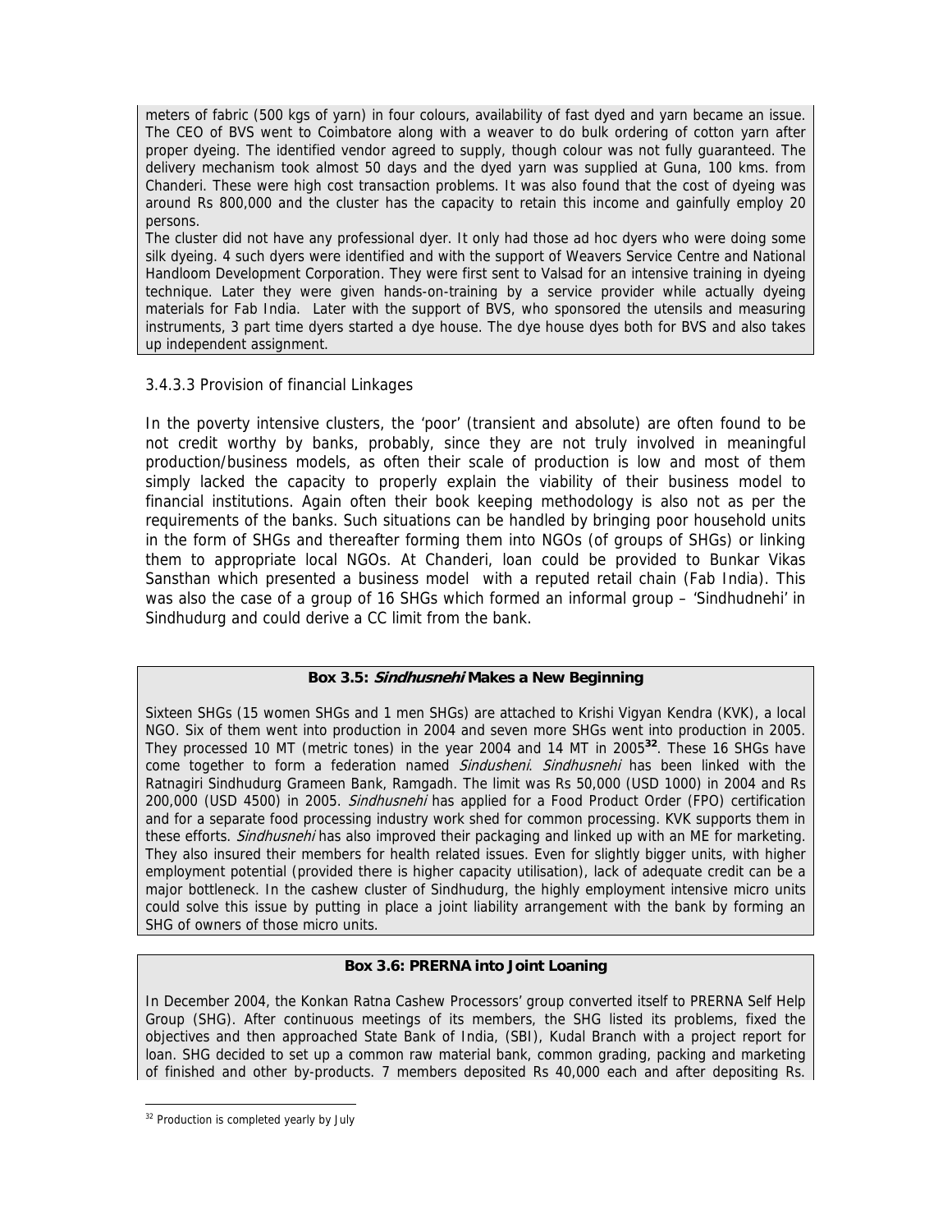meters of fabric (500 kgs of yarn) in four colours, availability of fast dyed and yarn became an issue. The CEO of BVS went to Coimbatore along with a weaver to do bulk ordering of cotton yarn after proper dyeing. The identified vendor agreed to supply, though colour was not fully guaranteed. The delivery mechanism took almost 50 days and the dyed yarn was supplied at Guna, 100 kms. from Chanderi. These were high cost transaction problems. It was also found that the cost of dyeing was around Rs 800,000 and the cluster has the capacity to retain this income and gainfully employ 20 persons.

The cluster did not have any professional dyer. It only had those ad hoc dyers who were doing some silk dyeing. 4 such dyers were identified and with the support of Weavers Service Centre and National Handloom Development Corporation. They were first sent to Valsad for an intensive training in dyeing technique. Later they were given hands-on-training by a service provider while actually dyeing materials for Fab India. Later with the support of BVS, who sponsored the utensils and measuring instruments, 3 part time dyers started a dye house. The dye house dyes both for BVS and also takes up independent assignment.

#### 3.4.3.3 Provision of financial Linkages

In the poverty intensive clusters, the 'poor' (transient and absolute) are often found to be not credit worthy by banks, probably, since they are not truly involved in meaningful production/business models, as often their scale of production is low and most of them simply lacked the capacity to properly explain the viability of their business model to financial institutions. Again often their book keeping methodology is also not as per the requirements of the banks. Such situations can be handled by bringing poor household units in the form of SHGs and thereafter forming them into NGOs (of groups of SHGs) or linking them to appropriate local NGOs. At Chanderi, loan could be provided to Bunkar Vikas Sansthan which presented a business model with a reputed retail chain (Fab India). This was also the case of a group of 16 SHGs which formed an informal group – 'Sindhudnehi' in Sindhudurg and could derive a CC limit from the bank.

**Box 3.5: *Sindhusnehi* Makes a New Beginning**

Sixteen SHGs (15 women SHGs and 1 men SHGs) are attached to Krishi Vigyan Kendra (KVK), a local NGO. Six of them went into production in 2004 and seven more SHGs went into production in 2005. They processed 10 MT (metric tones) in the year 2004 and 14 MT in 2005[32]. These 16 SHGs have come together to form a federation named *Sindusheni*. *Sindhusnehi* has been linked with the Ratnagiri Sindhudurg Grameen Bank, Ramgadh. The limit was Rs 50,000 (USD 1000) in 2004 and Rs 200,000 (USD 4500) in 2005. *Sindhusnehi* has applied for a Food Product Order (FPO) certification and for a separate food processing industry work shed for common processing. KVK supports them in these efforts. *Sindhusnehi* has also improved their packaging and linked up with an ME for marketing. They also insured their members for health related issues. Even for slightly bigger units, with higher employment potential (provided there is higher capacity utilisation), lack of adequate credit can be a major bottleneck. In the cashew cluster of Sindhudurg, the highly employment intensive micro units could solve this issue by putting in place a joint liability arrangement with the bank by forming an SHG of owners of those micro units.

**Box 3.6: PRERNA into Joint Loaning**

In December 2004, the Konkan Ratna Cashew Processors' group converted itself to PRERNA Self Help Group (SHG). After continuous meetings of its members, the SHG listed its problems, fixed the objectives and then approached State Bank of India, (SBI), Kudal Branch with a project report for loan. SHG decided to set up a common raw material bank, common grading, packing and marketing of finished and other by-products. 7 members deposited Rs 40,000 each and after depositing Rs.

[32] Production is completed yearly by July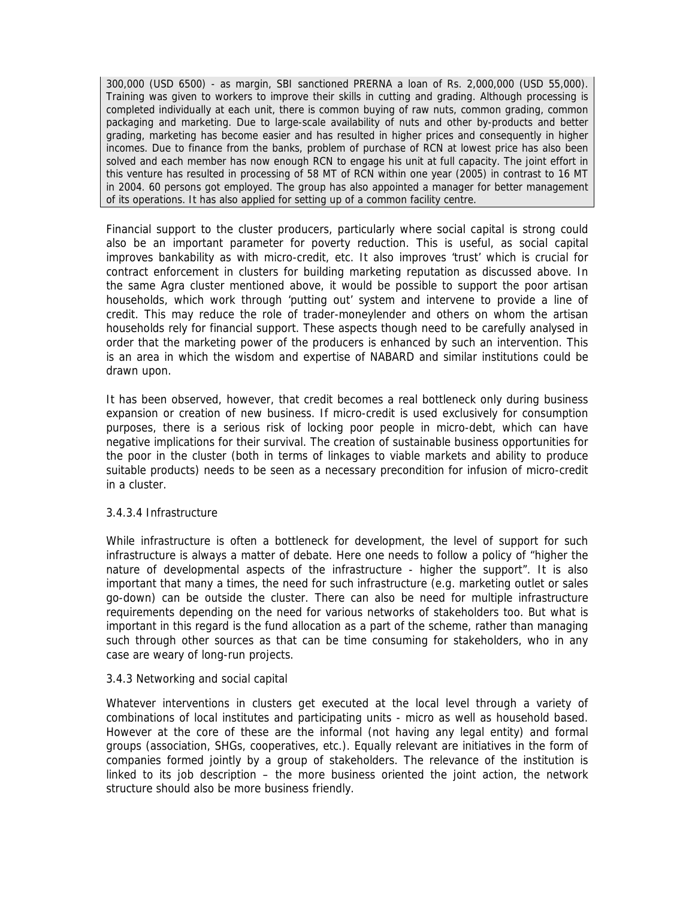300,000 (USD 6500) - as margin, SBI sanctioned PRERNA a loan of Rs. 2,000,000 (USD 55,000). Training was given to workers to improve their skills in cutting and grading. Although processing is completed individually at each unit, there is common buying of raw nuts, common grading, common packaging and marketing. Due to large-scale availability of nuts and other by-products and better grading, marketing has become easier and has resulted in higher prices and consequently in higher incomes. Due to finance from the banks, problem of purchase of RCN at lowest price has also been solved and each member has now enough RCN to engage his unit at full capacity. The joint effort in this venture has resulted in processing of 58 MT of RCN within one year (2005) in contrast to 16 MT in 2004. 60 persons got employed. The group has also appointed a manager for better management of its operations. It has also applied for setting up of a common facility centre.

Financial support to the cluster producers, particularly where social capital is strong could also be an important parameter for poverty reduction. This is useful, as social capital improves bankability as with micro-credit, etc. It also improves 'trust' which is crucial for contract enforcement in clusters for building marketing reputation as discussed above. In the same Agra cluster mentioned above, it would be possible to support the poor artisan households, which work through 'putting out' system and intervene to provide a line of credit. This may reduce the role of trader-moneylender and others on whom the artisan households rely for financial support. These aspects though need to be carefully analysed in order that the marketing power of the producers is enhanced by such an intervention. This is an area in which the wisdom and expertise of NABARD and similar institutions could be drawn upon.

It has been observed, however, that credit becomes a real bottleneck only during business expansion or creation of new business. If micro-credit is used exclusively for consumption purposes, there is a serious risk of locking poor people in micro-debt, which can have negative implications for their survival. The creation of sustainable business opportunities for the poor in the cluster (both in terms of linkages to viable markets and ability to produce suitable products) needs to be seen as a necessary precondition for infusion of micro-credit in a cluster.

#### 3.4.3.4 Infrastructure

While infrastructure is often a bottleneck for development, the level of support for such infrastructure is always a matter of debate. Here one needs to follow a policy of "higher the nature of developmental aspects of the infrastructure - higher the support". It is also important that many a times, the need for such infrastructure (e.g. marketing outlet or sales go-down) can be outside the cluster. There can also be need for multiple infrastructure requirements depending on the need for various networks of stakeholders too. But what is important in this regard is the fund allocation as a part of the scheme, rather than managing such through other sources as that can be time consuming for stakeholders, who in any case are weary of long-run projects.

### 3.4.3 Networking and social capital

Whatever interventions in clusters get executed at the local level through a variety of combinations of local institutes and participating units - micro as well as household based. However at the core of these are the informal (not having any legal entity) and formal groups (association, SHGs, cooperatives, etc.). Equally relevant are initiatives in the form of companies formed jointly by a group of stakeholders. The relevance of the institution is linked to its job description – the more business oriented the joint action, the network structure should also be more business friendly.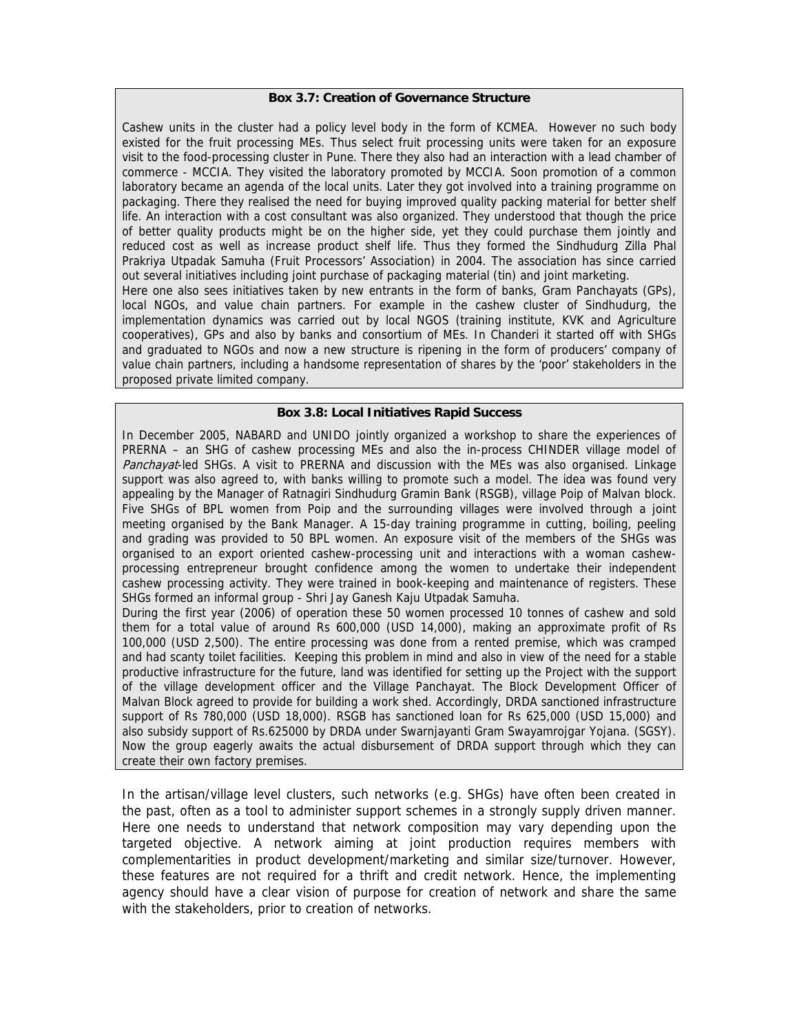**Box 3.7: Creation of Governance Structure**

Cashew units in the cluster had a policy level body in the form of KCMEA. However no such body existed for the fruit processing MEs. Thus select fruit processing units were taken for an exposure visit to the food-processing cluster in Pune. There they also had an interaction with a lead chamber of commerce - MCCIA. They visited the laboratory promoted by MCCIA. Soon promotion of a common laboratory became an agenda of the local units. Later they got involved into a training programme on packaging. There they realised the need for buying improved quality packing material for better shelf life. An interaction with a cost consultant was also organized. They understood that though the price of better quality products might be on the higher side, yet they could purchase them jointly and reduced cost as well as increase product shelf life. Thus they formed the Sindhudurg Zilla Phal Prakriya Utpadak Samuha (Fruit Processors' Association) in 2004. The association has since carried out several initiatives including joint purchase of packaging material (tin) and joint marketing.

Here one also sees initiatives taken by new entrants in the form of banks, Gram Panchayats (GPs), local NGOs, and value chain partners. For example in the cashew cluster of Sindhudurg, the implementation dynamics was carried out by local NGOS (training institute, KVK and Agriculture cooperatives), GPs and also by banks and consortium of MEs. In Chanderi it started off with SHGs and graduated to NGOs and now a new structure is ripening in the form of producers' company of value chain partners, including a handsome representation of shares by the 'poor' stakeholders in the proposed private limited company.

**Box 3.8: Local Initiatives Rapid Success**

In December 2005, NABARD and UNIDO jointly organized a workshop to share the experiences of PRERNA – an SHG of cashew processing MEs and also the in-process CHINDER village model of *Panchayat*-led SHGs. A visit to PRERNA and discussion with the MEs was also organised. Linkage support was also agreed to, with banks willing to promote such a model. The idea was found very appealing by the Manager of Ratnagiri Sindhudurg Gramin Bank (RSGB), village Poip of Malvan block. Five SHGs of BPL women from Poip and the surrounding villages were involved through a joint meeting organised by the Bank Manager. A 15-day training programme in cutting, boiling, peeling and grading was provided to 50 BPL women. An exposure visit of the members of the SHGs was organised to an export oriented cashew-processing unit and interactions with a woman cashew-processing entrepreneur brought confidence among the women to undertake their independent cashew processing activity. They were trained in book-keeping and maintenance of registers. These SHGs formed an informal group - Shri Jay Ganesh Kaju Utpadak Samuha.

During the first year (2006) of operation these 50 women processed 10 tonnes of cashew and sold them for a total value of around Rs 600,000 (USD 14,000), making an approximate profit of Rs 100,000 (USD 2,500). The entire processing was done from a rented premise, which was cramped and had scanty toilet facilities. Keeping this problem in mind and also in view of the need for a stable productive infrastructure for the future, land was identified for setting up the Project with the support of the village development officer and the Village Panchayat. The Block Development Officer of Malvan Block agreed to provide for building a work shed. Accordingly, DRDA sanctioned infrastructure support of Rs 780,000 (USD 18,000). RSGB has sanctioned loan for Rs 625,000 (USD 15,000) and also subsidy support of Rs.625000 by DRDA under Swarnjayanti Gram Swayamrojgar Yojana. (SGSY). Now the group eagerly awaits the actual disbursement of DRDA support through which they can create their own factory premises.

In the artisan/village level clusters, such networks (e.g. SHGs) have often been created in the past, often as a tool to administer support schemes in a strongly supply driven manner. Here one needs to understand that network composition may vary depending upon the targeted objective. A network aiming at joint production requires members with complementarities in product development/marketing and similar size/turnover. However, these features are not required for a thrift and credit network. Hence, the implementing agency should have a clear vision of purpose for creation of network and share the same with the stakeholders, prior to creation of networks.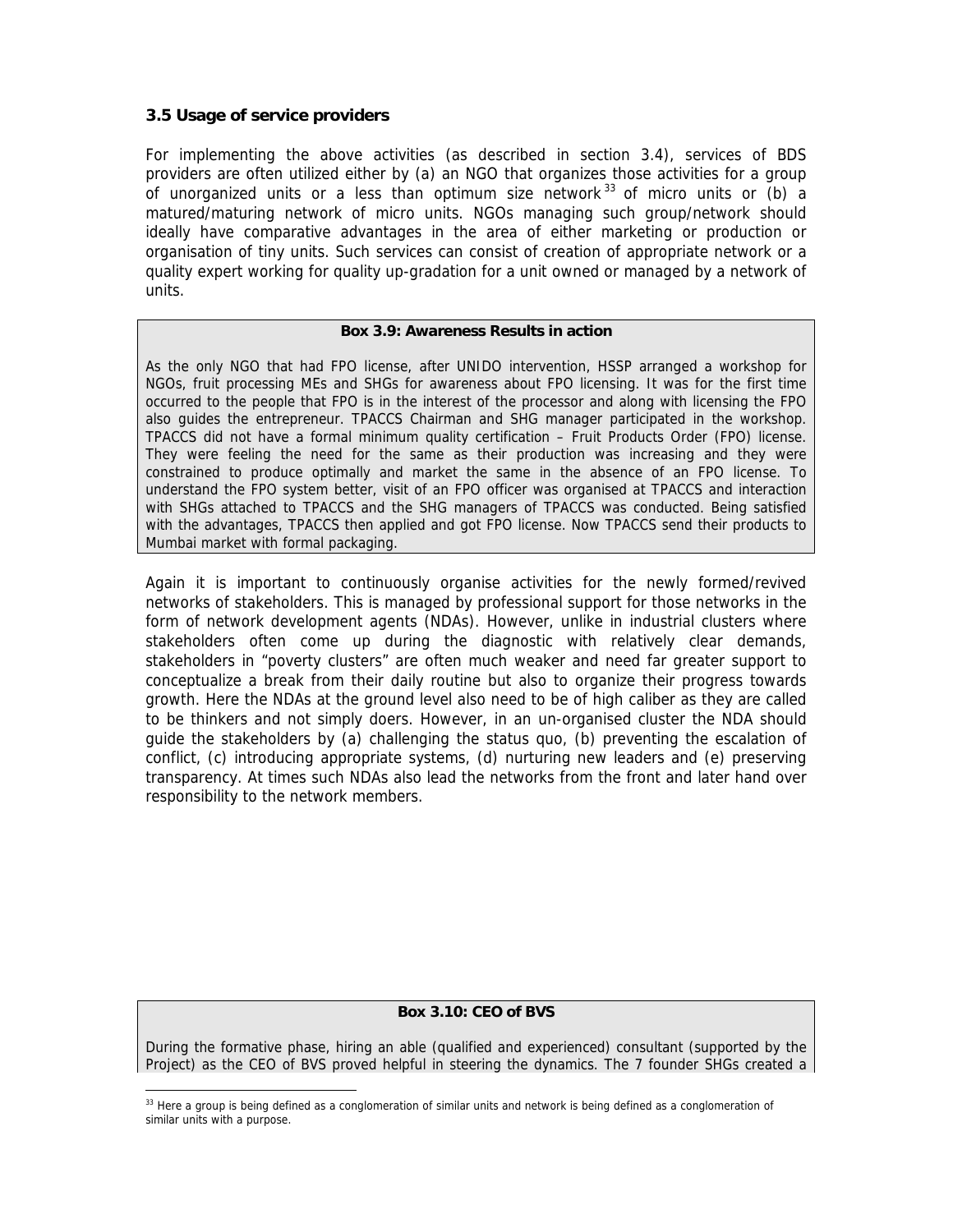### 3.5 Usage of service providers

For implementing the above activities (as described in section 3.4), services of BDS providers are often utilized either by (a) an NGO that organizes those activities for a group of unorganized units or a less than optimum size network[33] of micro units or (b) a matured/maturing network of micro units. NGOs managing such group/network should ideally have comparative advantages in the area of either marketing or production or organisation of tiny units. Such services can consist of creation of appropriate network or a quality expert working for quality up-gradation for a unit owned or managed by a network of units.

> **Box 3.9: Awareness Results in action**
>
> As the only NGO that had FPO license, after UNIDO intervention, HSSP arranged a workshop for NGOs, fruit processing MEs and SHGs for awareness about FPO licensing. It was for the first time occurred to the people that FPO is in the interest of the processor and along with licensing the FPO also guides the entrepreneur. TPACCS Chairman and SHG manager participated in the workshop. TPACCS did not have a formal minimum quality certification – Fruit Products Order (FPO) license. They were feeling the need for the same as their production was increasing and they were constrained to produce optimally and market the same in the absence of an FPO license. To understand the FPO system better, visit of an FPO officer was organised at TPACCS and interaction with SHGs attached to TPACCS and the SHG managers of TPACCS was conducted. Being satisfied with the advantages, TPACCS then applied and got FPO license. Now TPACCS send their products to Mumbai market with formal packaging.

Again it is important to continuously organise activities for the newly formed/revived networks of stakeholders. This is managed by professional support for those networks in the form of network development agents (NDAs). However, unlike in industrial clusters where stakeholders often come up during the diagnostic with relatively clear demands, stakeholders in "poverty clusters" are often much weaker and need far greater support to conceptualize a break from their daily routine but also to organize their progress towards growth. Here the NDAs at the ground level also need to be of high caliber as they are called to be thinkers and not simply doers. However, in an un-organised cluster the NDA should guide the stakeholders by (a) challenging the status quo, (b) preventing the escalation of conflict, (c) introducing appropriate systems, (d) nurturing new leaders and (e) preserving transparency. At times such NDAs also lead the networks from the front and later hand over responsibility to the network members.

> **Box 3.10: CEO of BVS**
>
> During the formative phase, hiring an able (qualified and experienced) consultant (supported by the Project) as the CEO of BVS proved helpful in steering the dynamics. The 7 founder SHGs created a

[33] Here a group is being defined as a conglomeration of similar units and network is being defined as a conglomeration of similar units with a purpose.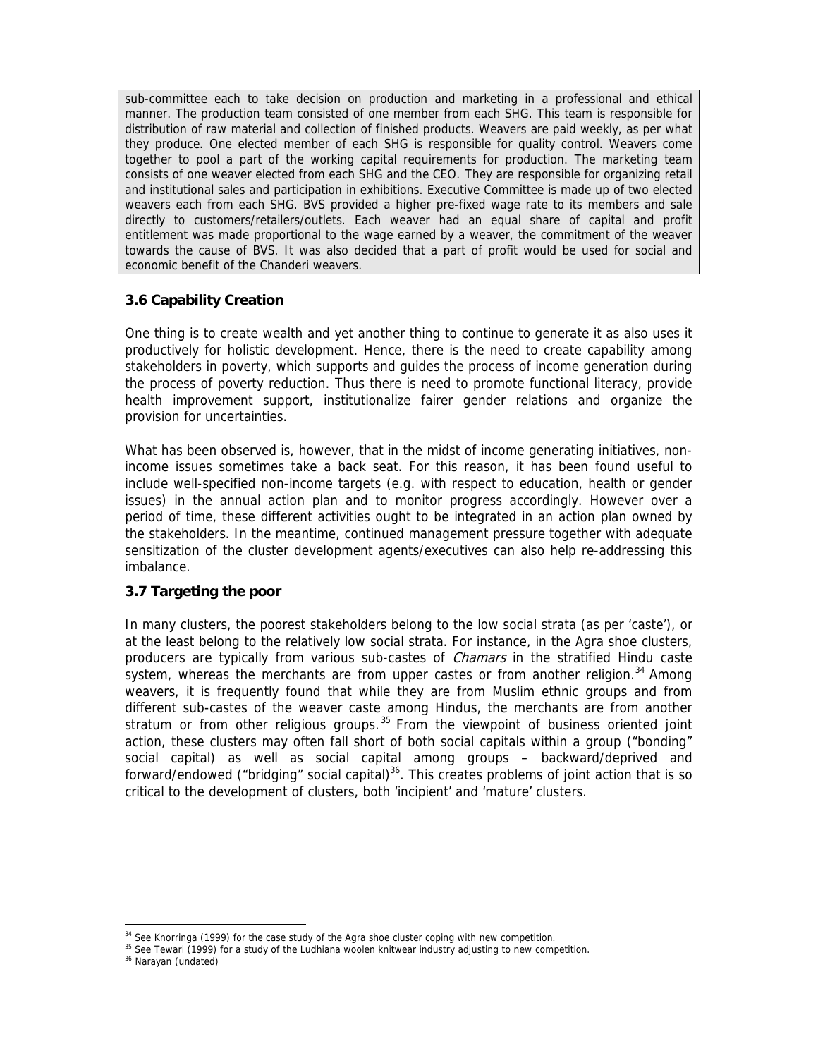sub-committee each to take decision on production and marketing in a professional and ethical manner. The production team consisted of one member from each SHG. This team is responsible for distribution of raw material and collection of finished products. Weavers are paid weekly, as per what they produce. One elected member of each SHG is responsible for quality control. Weavers come together to pool a part of the working capital requirements for production. The marketing team consists of one weaver elected from each SHG and the CEO. They are responsible for organizing retail and institutional sales and participation in exhibitions. Executive Committee is made up of two elected weavers each from each SHG. BVS provided a higher pre-fixed wage rate to its members and sale directly to customers/retailers/outlets. Each weaver had an equal share of capital and profit entitlement was made proportional to the wage earned by a weaver, the commitment of the weaver towards the cause of BVS. It was also decided that a part of profit would be used for social and economic benefit of the Chanderi weavers.

### 3.6 Capability Creation

One thing is to create wealth and yet another thing to continue to generate it as also uses it productively for holistic development. Hence, there is the need to create capability among stakeholders in poverty, which supports and guides the process of income generation during the process of poverty reduction. Thus there is need to promote functional literacy, provide health improvement support, institutionalize fairer gender relations and organize the provision for uncertainties.

What has been observed is, however, that in the midst of income generating initiatives, non-income issues sometimes take a back seat. For this reason, it has been found useful to include well-specified non-income targets (e.g. with respect to education, health or gender issues) in the annual action plan and to monitor progress accordingly. However over a period of time, these different activities ought to be integrated in an action plan owned by the stakeholders. In the meantime, continued management pressure together with adequate sensitization of the cluster development agents/executives can also help re-addressing this imbalance.

### 3.7 Targeting the poor

In many clusters, the poorest stakeholders belong to the low social strata (as per 'caste'), or at the least belong to the relatively low social strata. For instance, in the Agra shoe clusters, producers are typically from various sub-castes of *Chamars* in the stratified Hindu caste system, whereas the merchants are from upper castes or from another religion.[34] Among weavers, it is frequently found that while they are from Muslim ethnic groups and from different sub-castes of the weaver caste among Hindus, the merchants are from another stratum or from other religious groups.[35] From the viewpoint of business oriented joint action, these clusters may often fall short of both social capitals within a group ("bonding" social capital) as well as social capital among groups – backward/deprived and forward/endowed ("bridging" social capital)[36]. This creates problems of joint action that is so critical to the development of clusters, both 'incipient' and 'mature' clusters.

---

[34] See Knorringa (1999) for the case study of the Agra shoe cluster coping with new competition.

[35] See Tewari (1999) for a study of the Ludhiana woolen knitwear industry adjusting to new competition.

[36] Narayan (undated)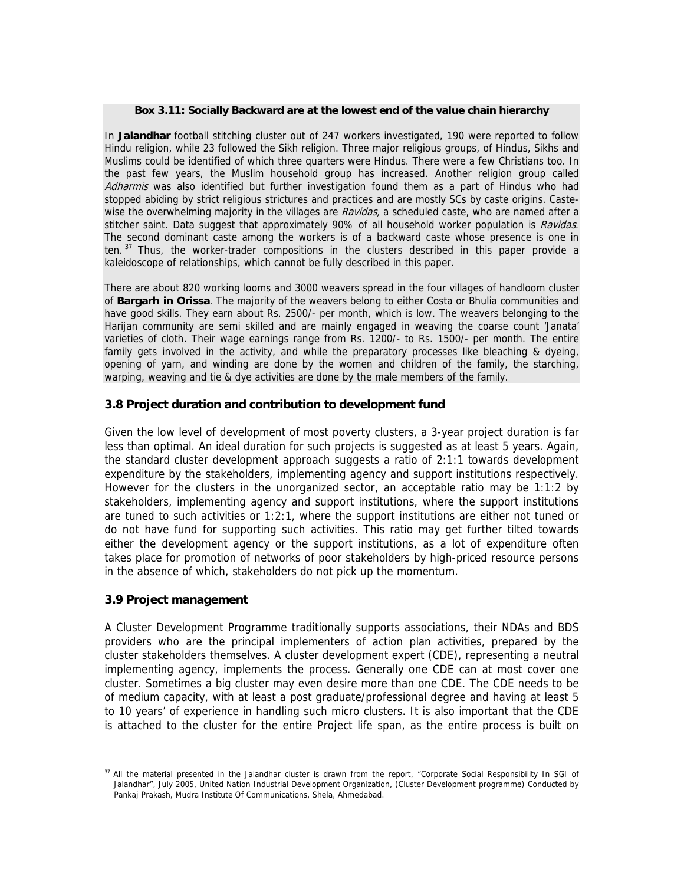**Box 3.11: Socially Backward are at the lowest end of the value chain hierarchy**

In **Jalandhar** football stitching cluster out of 247 workers investigated, 190 were reported to follow Hindu religion, while 23 followed the Sikh religion. Three major religious groups, of Hindus, Sikhs and Muslims could be identified of which three quarters were Hindus. There were a few Christians too. In the past few years, the Muslim household group has increased. Another religion group called *Adharmis* was also identified but further investigation found them as a part of Hindus who had stopped abiding by strict religious strictures and practices and are mostly SCs by caste origins. Caste-wise the overwhelming majority in the villages are *Ravidas,* a scheduled caste, who are named after a stitcher saint. Data suggest that approximately 90% of all household worker population is *Ravidas*. The second dominant caste among the workers is of a backward caste whose presence is one in ten.[37] Thus, the worker-trader compositions in the clusters described in this paper provide a kaleidoscope of relationships, which cannot be fully described in this paper.

There are about 820 working looms and 3000 weavers spread in the four villages of handloom cluster of **Bargarh in Orissa**. The majority of the weavers belong to either Costa or Bhulia communities and have good skills. They earn about Rs. 2500/- per month, which is low. The weavers belonging to the Harijan community are semi skilled and are mainly engaged in weaving the coarse count 'Janata' varieties of cloth. Their wage earnings range from Rs. 1200/- to Rs. 1500/- per month. The entire family gets involved in the activity, and while the preparatory processes like bleaching & dyeing, opening of yarn, and winding are done by the women and children of the family, the starching, warping, weaving and tie & dye activities are done by the male members of the family.

### 3.8 Project duration and contribution to development fund

Given the low level of development of most poverty clusters, a 3-year project duration is far less than optimal. An ideal duration for such projects is suggested as at least 5 years. Again, the standard cluster development approach suggests a ratio of 2:1:1 towards development expenditure by the stakeholders, implementing agency and support institutions respectively. However for the clusters in the unorganized sector, an acceptable ratio may be 1:1:2 by stakeholders, implementing agency and support institutions, where the support institutions are tuned to such activities or 1:2:1, where the support institutions are either not tuned or do not have fund for supporting such activities. This ratio may get further tilted towards either the development agency or the support institutions, as a lot of expenditure often takes place for promotion of networks of poor stakeholders by high-priced resource persons in the absence of which, stakeholders do not pick up the momentum.

### 3.9 Project management

A Cluster Development Programme traditionally supports associations, their NDAs and BDS providers who are the principal implementers of action plan activities, prepared by the cluster stakeholders themselves. A cluster development expert (CDE), representing a neutral implementing agency, implements the process. Generally one CDE can at most cover one cluster. Sometimes a big cluster may even desire more than one CDE. The CDE needs to be of medium capacity, with at least a post graduate/professional degree and having at least 5 to 10 years' of experience in handling such micro clusters. It is also important that the CDE is attached to the cluster for the entire Project life span, as the entire process is built on

---

[37] All the material presented in the Jalandhar cluster is drawn from the report, "Corporate Social Responsibility In SGI of Jalandhar", July 2005, United Nation Industrial Development Organization, (Cluster Development programme) Conducted by Pankaj Prakash, Mudra Institute Of Communications, Shela, Ahmedabad.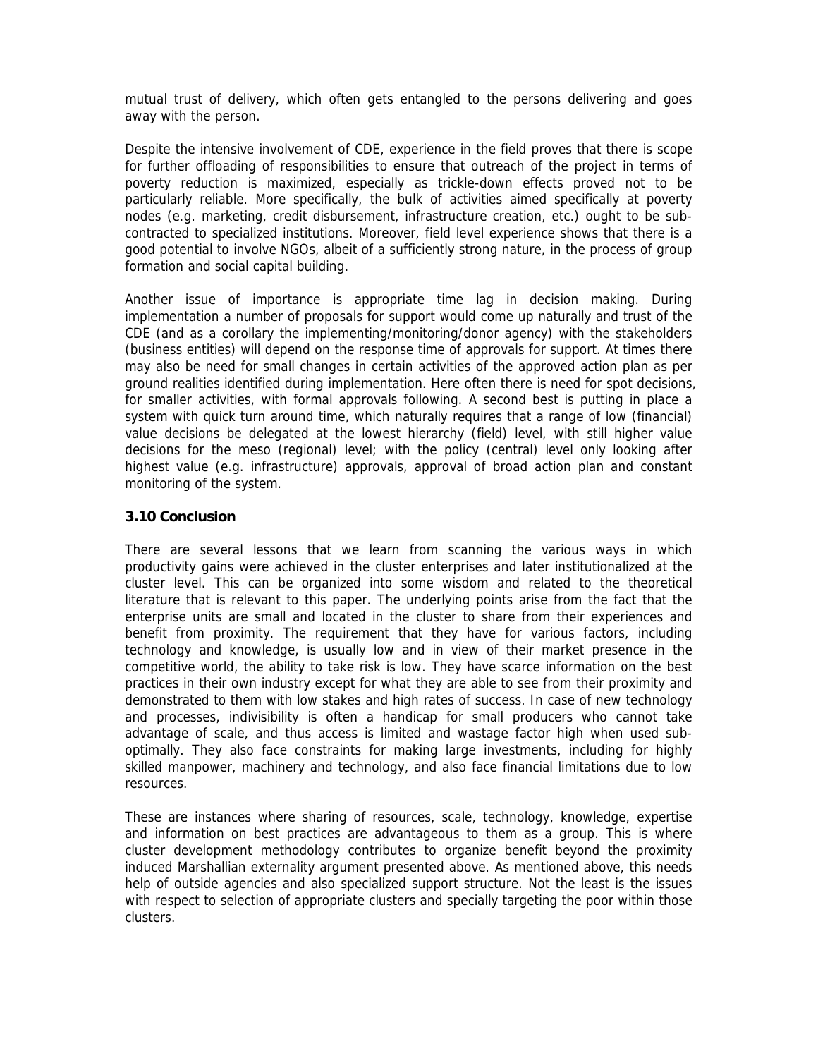mutual trust of delivery, which often gets entangled to the persons delivering and goes away with the person.

Despite the intensive involvement of CDE, experience in the field proves that there is scope for further offloading of responsibilities to ensure that outreach of the project in terms of poverty reduction is maximized, especially as trickle-down effects proved not to be particularly reliable. More specifically, the bulk of activities aimed specifically at poverty nodes (e.g. marketing, credit disbursement, infrastructure creation, etc.) ought to be sub-contracted to specialized institutions. Moreover, field level experience shows that there is a good potential to involve NGOs, albeit of a sufficiently strong nature, in the process of group formation and social capital building.

Another issue of importance is appropriate time lag in decision making. During implementation a number of proposals for support would come up naturally and trust of the CDE (and as a corollary the implementing/monitoring/donor agency) with the stakeholders (business entities) will depend on the response time of approvals for support. At times there may also be need for small changes in certain activities of the approved action plan as per ground realities identified during implementation. Here often there is need for spot decisions, for smaller activities, with formal approvals following. A second best is putting in place a system with quick turn around time, which naturally requires that a range of low (financial) value decisions be delegated at the lowest hierarchy (field) level, with still higher value decisions for the meso (regional) level; with the policy (central) level only looking after highest value (e.g. infrastructure) approvals, approval of broad action plan and constant monitoring of the system.

### 3.10 Conclusion

There are several lessons that we learn from scanning the various ways in which productivity gains were achieved in the cluster enterprises and later institutionalized at the cluster level. This can be organized into some wisdom and related to the theoretical literature that is relevant to this paper. The underlying points arise from the fact that the enterprise units are small and located in the cluster to share from their experiences and benefit from proximity. The requirement that they have for various factors, including technology and knowledge, is usually low and in view of their market presence in the competitive world, the ability to take risk is low. They have scarce information on the best practices in their own industry except for what they are able to see from their proximity and demonstrated to them with low stakes and high rates of success. In case of new technology and processes, indivisibility is often a handicap for small producers who cannot take advantage of scale, and thus access is limited and wastage factor high when used sub-optimally. They also face constraints for making large investments, including for highly skilled manpower, machinery and technology, and also face financial limitations due to low resources.

These are instances where sharing of resources, scale, technology, knowledge, expertise and information on best practices are advantageous to them as a group. This is where cluster development methodology contributes to organize benefit beyond the proximity induced Marshallian externality argument presented above. As mentioned above, this needs help of outside agencies and also specialized support structure. Not the least is the issues with respect to selection of appropriate clusters and specially targeting the poor within those clusters.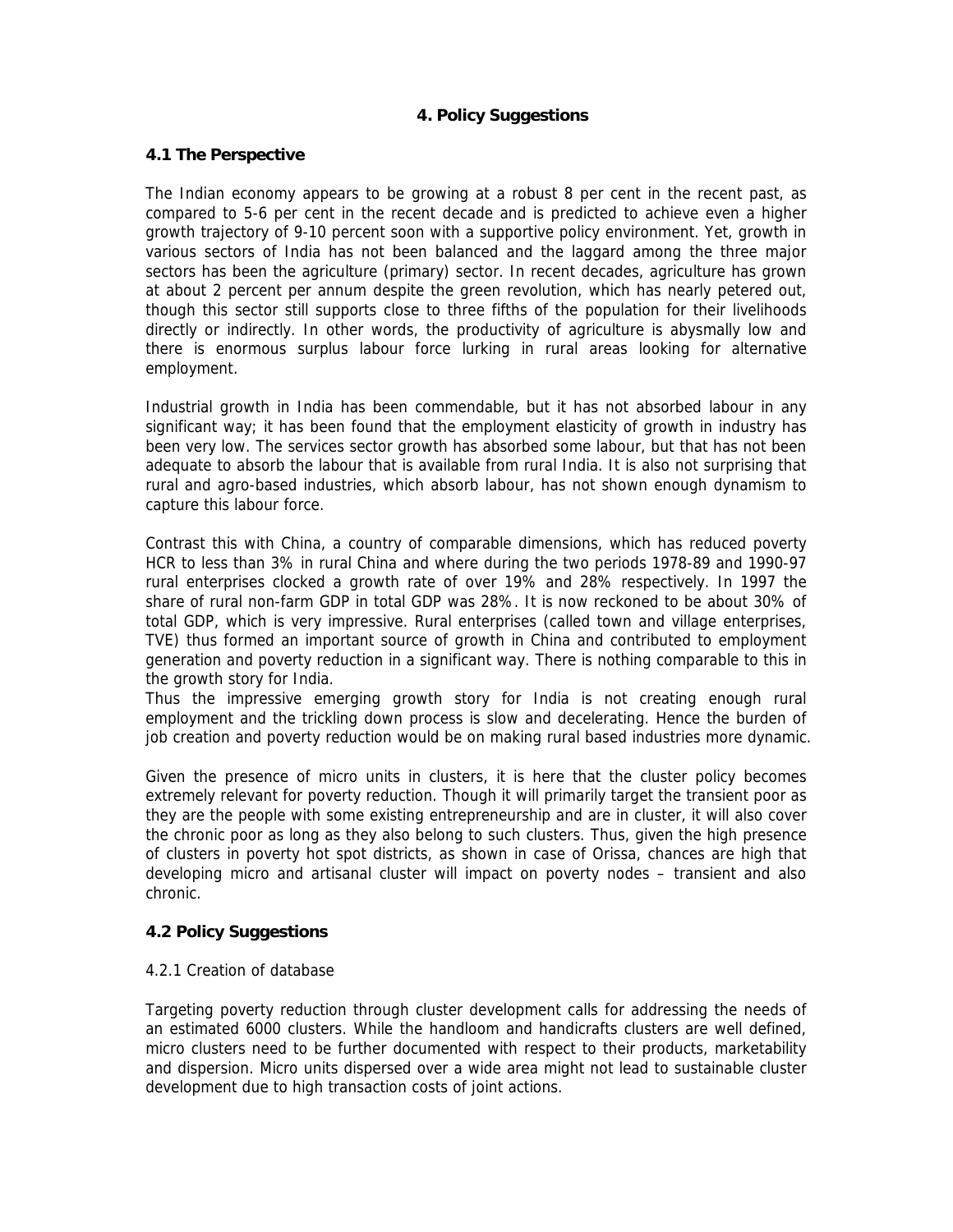# 4. Policy Suggestions

## 4.1 The Perspective

The Indian economy appears to be growing at a robust 8 per cent in the recent past, as compared to 5-6 per cent in the recent decade and is predicted to achieve even a higher growth trajectory of 9-10 percent soon with a supportive policy environment. Yet, growth in various sectors of India has not been balanced and the laggard among the three major sectors has been the agriculture (primary) sector. In recent decades, agriculture has grown at about 2 percent per annum despite the green revolution, which has nearly petered out, though this sector still supports close to three fifths of the population for their livelihoods directly or indirectly. In other words, the productivity of agriculture is abysmally low and there is enormous surplus labour force lurking in rural areas looking for alternative employment.

Industrial growth in India has been commendable, but it has not absorbed labour in any significant way; it has been found that the employment elasticity of growth in industry has been very low. The services sector growth has absorbed some labour, but that has not been adequate to absorb the labour that is available from rural India. It is also not surprising that rural and agro-based industries, which absorb labour, has not shown enough dynamism to capture this labour force.

Contrast this with China, a country of comparable dimensions, which has reduced poverty HCR to less than 3% in rural China and where during the two periods 1978-89 and 1990-97 rural enterprises clocked a growth rate of over 19% and 28% respectively. In 1997 the share of rural non-farm GDP in total GDP was 28%. It is now reckoned to be about 30% of total GDP, which is very impressive. Rural enterprises (called town and village enterprises, TVE) thus formed an important source of growth in China and contributed to employment generation and poverty reduction in a significant way. There is nothing comparable to this in the growth story for India.

Thus the impressive emerging growth story for India is not creating enough rural employment and the trickling down process is slow and decelerating. Hence the burden of job creation and poverty reduction would be on making rural based industries more dynamic.

Given the presence of micro units in clusters, it is here that the cluster policy becomes extremely relevant for poverty reduction. Though it will primarily target the transient poor as they are the people with some existing entrepreneurship and are in cluster, it will also cover the chronic poor as long as they also belong to such clusters. Thus, given the high presence of clusters in poverty hot spot districts, as shown in case of Orissa, chances are high that developing micro and artisanal cluster will impact on poverty nodes – transient and also chronic.

## 4.2 Policy Suggestions

### 4.2.1 Creation of database

Targeting poverty reduction through cluster development calls for addressing the needs of an estimated 6000 clusters. While the handloom and handicrafts clusters are well defined, micro clusters need to be further documented with respect to their products, marketability and dispersion. Micro units dispersed over a wide area might not lead to sustainable cluster development due to high transaction costs of joint actions.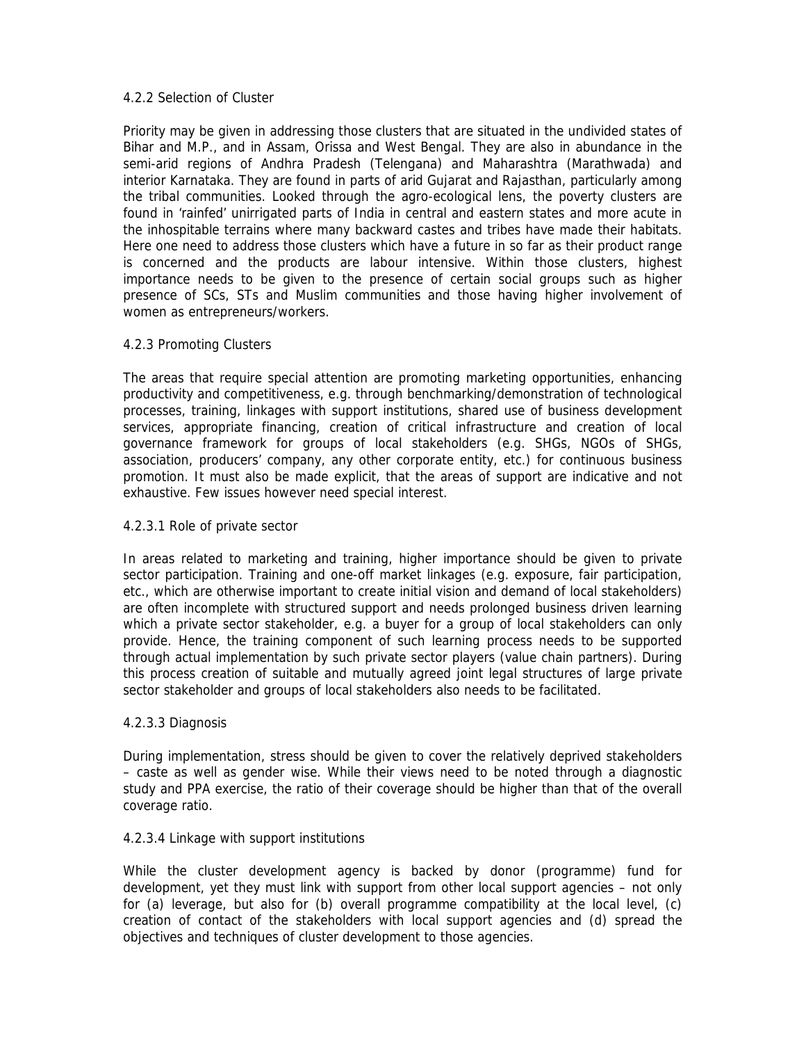#### 4.2.2 Selection of Cluster

Priority may be given in addressing those clusters that are situated in the undivided states of Bihar and M.P., and in Assam, Orissa and West Bengal. They are also in abundance in the semi-arid regions of Andhra Pradesh (Telengana) and Maharashtra (Marathwada) and interior Karnataka. They are found in parts of arid Gujarat and Rajasthan, particularly among the tribal communities. Looked through the agro-ecological lens, the poverty clusters are found in 'rainfed' unirrigated parts of India in central and eastern states and more acute in the inhospitable terrains where many backward castes and tribes have made their habitats. Here one need to address those clusters which have a future in so far as their product range is concerned and the products are labour intensive. Within those clusters, highest importance needs to be given to the presence of certain social groups such as higher presence of SCs, STs and Muslim communities and those having higher involvement of women as entrepreneurs/workers.

#### 4.2.3 Promoting Clusters

The areas that require special attention are promoting marketing opportunities, enhancing productivity and competitiveness, e.g. through benchmarking/demonstration of technological processes, training, linkages with support institutions, shared use of business development services, appropriate financing, creation of critical infrastructure and creation of local governance framework for groups of local stakeholders (e.g. SHGs, NGOs of SHGs, association, producers' company, any other corporate entity, etc.) for continuous business promotion. It must also be made explicit, that the areas of support are indicative and not exhaustive. Few issues however need special interest.

##### 4.2.3.1 Role of private sector

In areas related to marketing and training, higher importance should be given to private sector participation. Training and one-off market linkages (e.g. exposure, fair participation, etc., which are otherwise important to create initial vision and demand of local stakeholders) are often incomplete with structured support and needs prolonged business driven learning which a private sector stakeholder, e.g. a buyer for a group of local stakeholders can only provide. Hence, the training component of such learning process needs to be supported through actual implementation by such private sector players (value chain partners). During this process creation of suitable and mutually agreed joint legal structures of large private sector stakeholder and groups of local stakeholders also needs to be facilitated.

##### 4.2.3.3 Diagnosis

During implementation, stress should be given to cover the relatively deprived stakeholders – caste as well as gender wise. While their views need to be noted through a diagnostic study and PPA exercise, the ratio of their coverage should be higher than that of the overall coverage ratio.

##### 4.2.3.4 Linkage with support institutions

While the cluster development agency is backed by donor (programme) fund for development, yet they must link with support from other local support agencies – not only for (a) leverage, but also for (b) overall programme compatibility at the local level, (c) creation of contact of the stakeholders with local support agencies and (d) spread the objectives and techniques of cluster development to those agencies.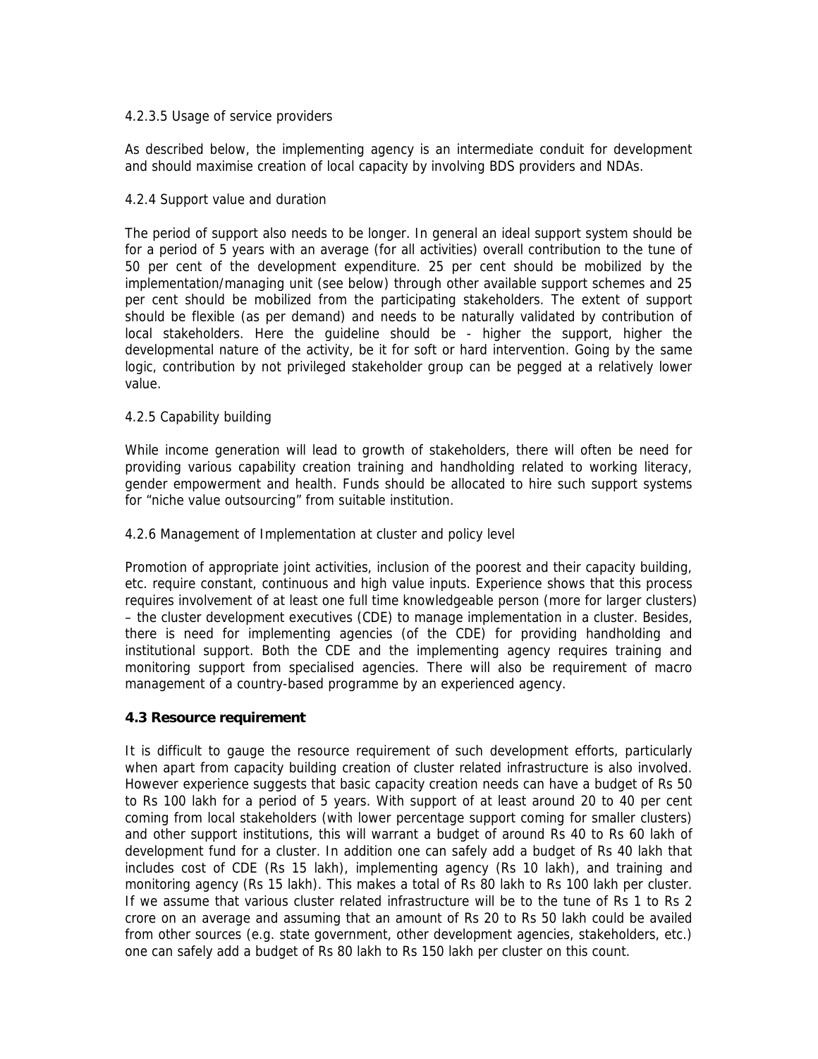#### 4.2.3.5 Usage of service providers

As described below, the implementing agency is an intermediate conduit for development and should maximise creation of local capacity by involving BDS providers and NDAs.

### 4.2.4 Support value and duration

The period of support also needs to be longer. In general an ideal support system should be for a period of 5 years with an average (for all activities) overall contribution to the tune of 50 per cent of the development expenditure. 25 per cent should be mobilized by the implementation/managing unit (see below) through other available support schemes and 25 per cent should be mobilized from the participating stakeholders. The extent of support should be flexible (as per demand) and needs to be naturally validated by contribution of local stakeholders. Here the guideline should be - higher the support, higher the developmental nature of the activity, be it for soft or hard intervention. Going by the same logic, contribution by not privileged stakeholder group can be pegged at a relatively lower value.

### 4.2.5 Capability building

While income generation will lead to growth of stakeholders, there will often be need for providing various capability creation training and handholding related to working literacy, gender empowerment and health. Funds should be allocated to hire such support systems for "niche value outsourcing" from suitable institution.

### 4.2.6 Management of Implementation at cluster and policy level

Promotion of appropriate joint activities, inclusion of the poorest and their capacity building, etc. require constant, continuous and high value inputs. Experience shows that this process requires involvement of at least one full time knowledgeable person (more for larger clusters) – the cluster development executives (CDE) to manage implementation in a cluster. Besides, there is need for implementing agencies (of the CDE) for providing handholding and institutional support. Both the CDE and the implementing agency requires training and monitoring support from specialised agencies. There will also be requirement of macro management of a country-based programme by an experienced agency.

## 4.3 Resource requirement

It is difficult to gauge the resource requirement of such development efforts, particularly when apart from capacity building creation of cluster related infrastructure is also involved. However experience suggests that basic capacity creation needs can have a budget of Rs 50 to Rs 100 lakh for a period of 5 years. With support of at least around 20 to 40 per cent coming from local stakeholders (with lower percentage support coming for smaller clusters) and other support institutions, this will warrant a budget of around Rs 40 to Rs 60 lakh of development fund for a cluster. In addition one can safely add a budget of Rs 40 lakh that includes cost of CDE (Rs 15 lakh), implementing agency (Rs 10 lakh), and training and monitoring agency (Rs 15 lakh). This makes a total of Rs 80 lakh to Rs 100 lakh per cluster. If we assume that various cluster related infrastructure will be to the tune of Rs 1 to Rs 2 crore on an average and assuming that an amount of Rs 20 to Rs 50 lakh could be availed from other sources (e.g. state government, other development agencies, stakeholders, etc.) one can safely add a budget of Rs 80 lakh to Rs 150 lakh per cluster on this count.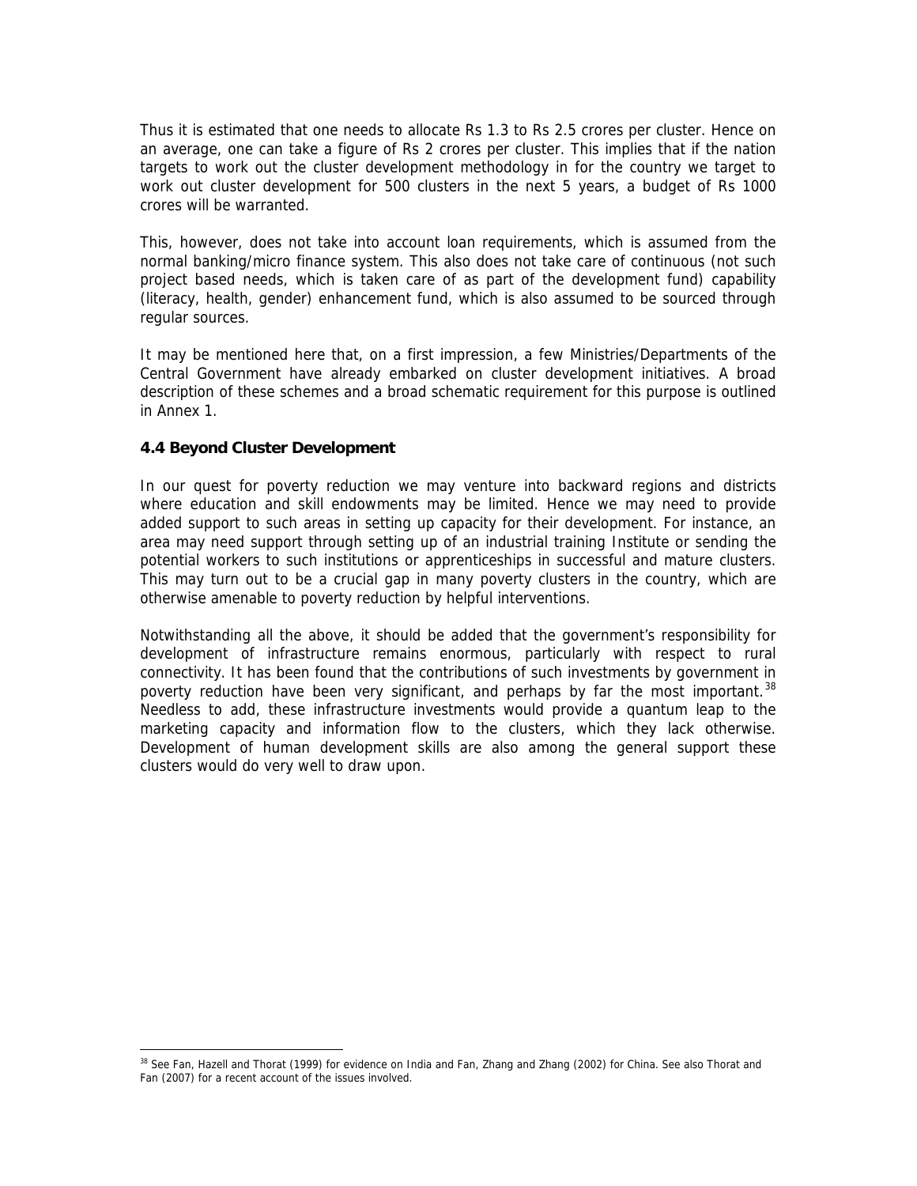Thus it is estimated that one needs to allocate Rs 1.3 to Rs 2.5 crores per cluster. Hence on an average, one can take a figure of Rs 2 crores per cluster. This implies that if the nation targets to work out the cluster development methodology in for the country we target to work out cluster development for 500 clusters in the next 5 years, a budget of Rs 1000 crores will be warranted.

This, however, does not take into account loan requirements, which is assumed from the normal banking/micro finance system. This also does not take care of continuous (not such project based needs, which is taken care of as part of the development fund) capability (literacy, health, gender) enhancement fund, which is also assumed to be sourced through regular sources.

It may be mentioned here that, on a first impression, a few Ministries/Departments of the Central Government have already embarked on cluster development initiatives. A broad description of these schemes and a broad schematic requirement for this purpose is outlined in Annex 1.

### 4.4 Beyond Cluster Development

In our quest for poverty reduction we may venture into backward regions and districts where education and skill endowments may be limited. Hence we may need to provide added support to such areas in setting up capacity for their development. For instance, an area may need support through setting up of an industrial training Institute or sending the potential workers to such institutions or apprenticeships in successful and mature clusters. This may turn out to be a crucial gap in many poverty clusters in the country, which are otherwise amenable to poverty reduction by helpful interventions.

Notwithstanding all the above, it should be added that the government's responsibility for development of infrastructure remains enormous, particularly with respect to rural connectivity. It has been found that the contributions of such investments by government in poverty reduction have been very significant, and perhaps by far the most important.[38] Needless to add, these infrastructure investments would provide a quantum leap to the marketing capacity and information flow to the clusters, which they lack otherwise. Development of human development skills are also among the general support these clusters would do very well to draw upon.

---

[38] See Fan, Hazell and Thorat (1999) for evidence on India and Fan, Zhang and Zhang (2002) for China. See also Thorat and Fan (2007) for a recent account of the issues involved.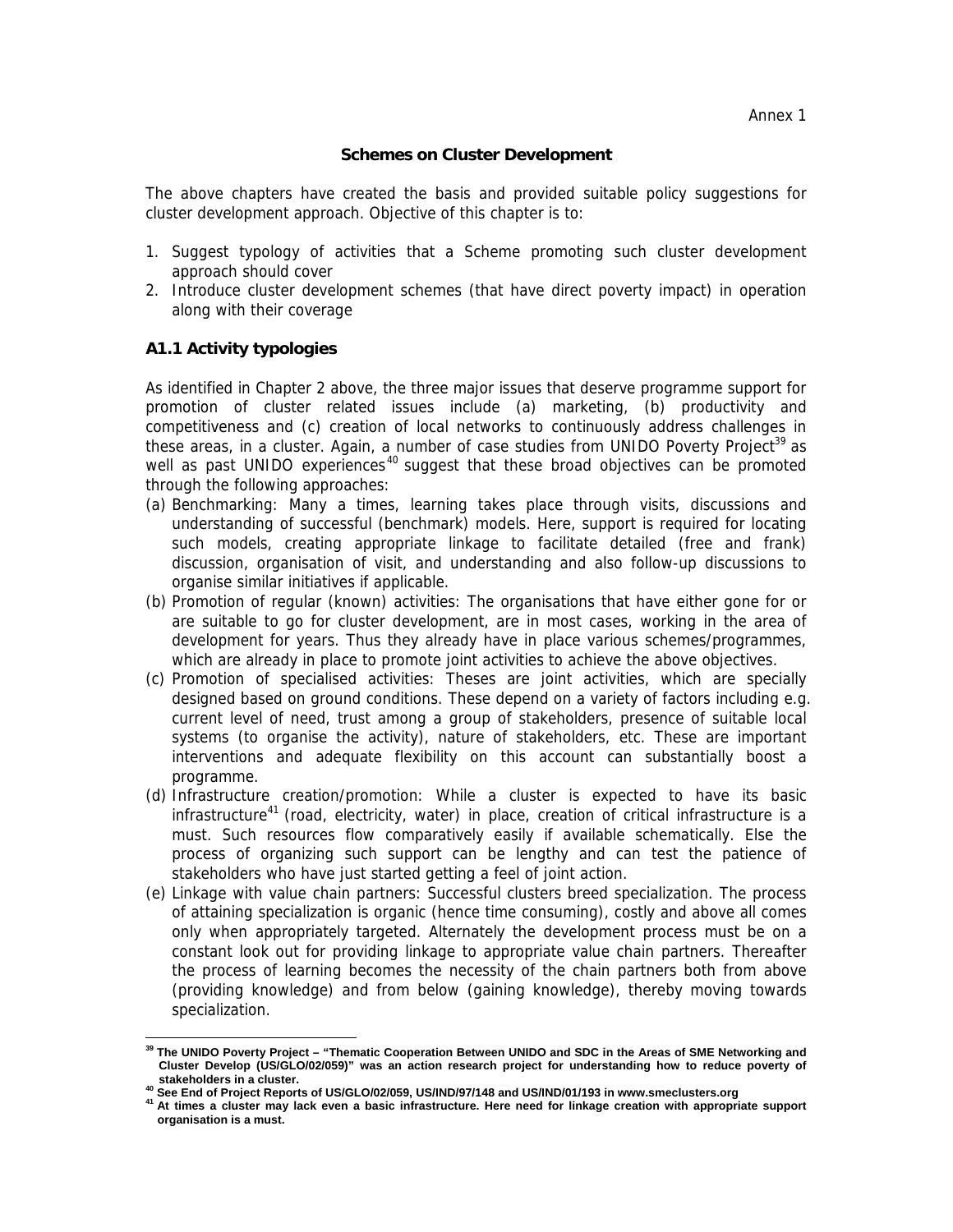Annex 1

## Schemes on Cluster Development

The above chapters have created the basis and provided suitable policy suggestions for cluster development approach. Objective of this chapter is to:

1. Suggest typology of activities that a Scheme promoting such cluster development approach should cover
2. Introduce cluster development schemes (that have direct poverty impact) in operation along with their coverage

### A1.1 Activity typologies

As identified in Chapter 2 above, the three major issues that deserve programme support for promotion of cluster related issues include (a) marketing, (b) productivity and competitiveness and (c) creation of local networks to continuously address challenges in these areas, in a cluster. Again, a number of case studies from UNIDO Poverty Project[39] as well as past UNIDO experiences[40] suggest that these broad objectives can be promoted through the following approaches:

(a) Benchmarking: Many a times, learning takes place through visits, discussions and understanding of successful (benchmark) models. Here, support is required for locating such models, creating appropriate linkage to facilitate detailed (free and frank) discussion, organisation of visit, and understanding and also follow-up discussions to organise similar initiatives if applicable.

(b) Promotion of regular (known) activities: The organisations that have either gone for or are suitable to go for cluster development, are in most cases, working in the area of development for years. Thus they already have in place various schemes/programmes, which are already in place to promote joint activities to achieve the above objectives.

(c) Promotion of specialised activities: Theses are joint activities, which are specially designed based on ground conditions. These depend on a variety of factors including e.g. current level of need, trust among a group of stakeholders, presence of suitable local systems (to organise the activity), nature of stakeholders, etc. These are important interventions and adequate flexibility on this account can substantially boost a programme.

(d) Infrastructure creation/promotion: While a cluster is expected to have its basic infrastructure[41] (road, electricity, water) in place, creation of critical infrastructure is a must. Such resources flow comparatively easily if available schematically. Else the process of organizing such support can be lengthy and can test the patience of stakeholders who have just started getting a feel of joint action.

(e) Linkage with value chain partners: Successful clusters breed specialization. The process of attaining specialization is organic (hence time consuming), costly and above all comes only when appropriately targeted. Alternately the development process must be on a constant look out for providing linkage to appropriate value chain partners. Thereafter the process of learning becomes the necessity of the chain partners both from above (providing knowledge) and from below (gaining knowledge), thereby moving towards specialization.

---

**[39] The UNIDO Poverty Project – "Thematic Cooperation Between UNIDO and SDC in the Areas of SME Networking and Cluster Develop (US/GLO/02/059)" was an action research project for understanding how to reduce poverty of stakeholders in a cluster.**

**[40] See End of Project Reports of US/GLO/02/059, US/IND/97/148 and US/IND/01/193 in www.smeclusters.org**

**[41] At times a cluster may lack even a basic infrastructure. Here need for linkage creation with appropriate support organisation is a must.**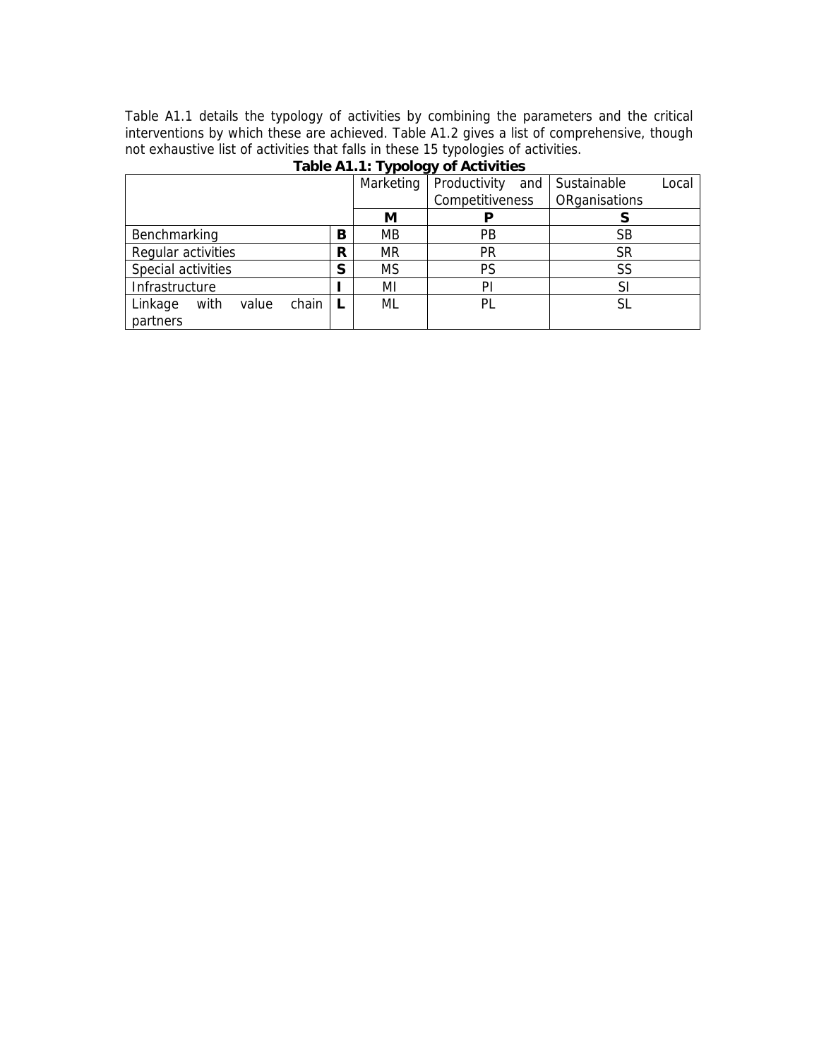Table A1.1 details the typology of activities by combining the parameters and the critical interventions by which these are achieved. Table A1.2 gives a list of comprehensive, though not exhaustive list of activities that falls in these 15 typologies of activities.

**Table A1.1: Typology of Activities**

| | | Marketing | Productivity and Competitiveness | Sustainable Local ORganisations |
|---|---|---|---|---|
| | | **M** | **P** | **S** |
| Benchmarking | **B** | MB | PB | SB |
| Regular activities | **R** | MR | PR | SR |
| Special activities | **S** | MS | PS | SS |
| Infrastructure | **I** | MI | PI | SI |
| Linkage with value chain partners | **L** | ML | PL | SL |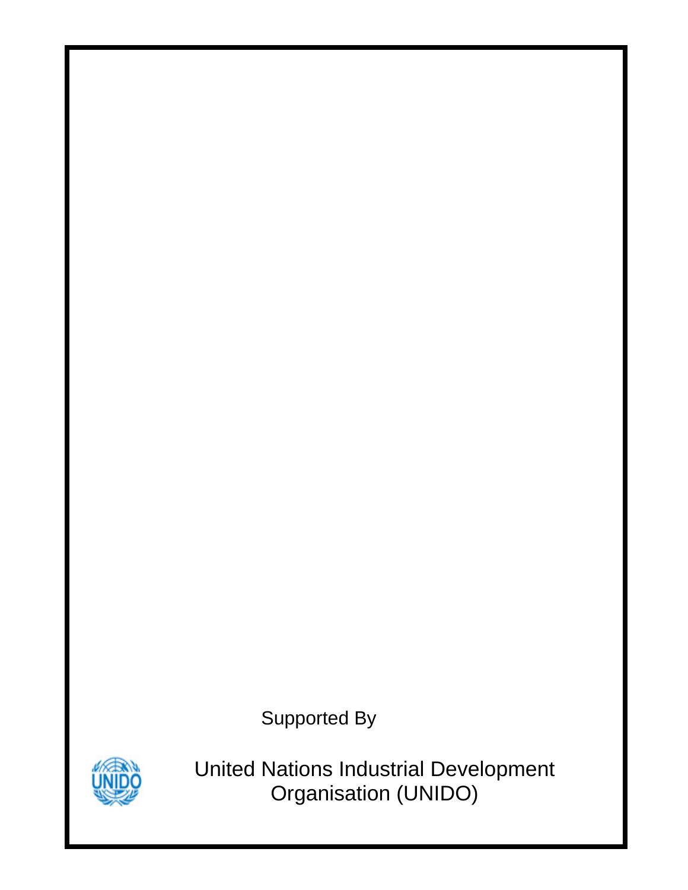Supported By

United Nations Industrial Development Organisation (UNIDO)